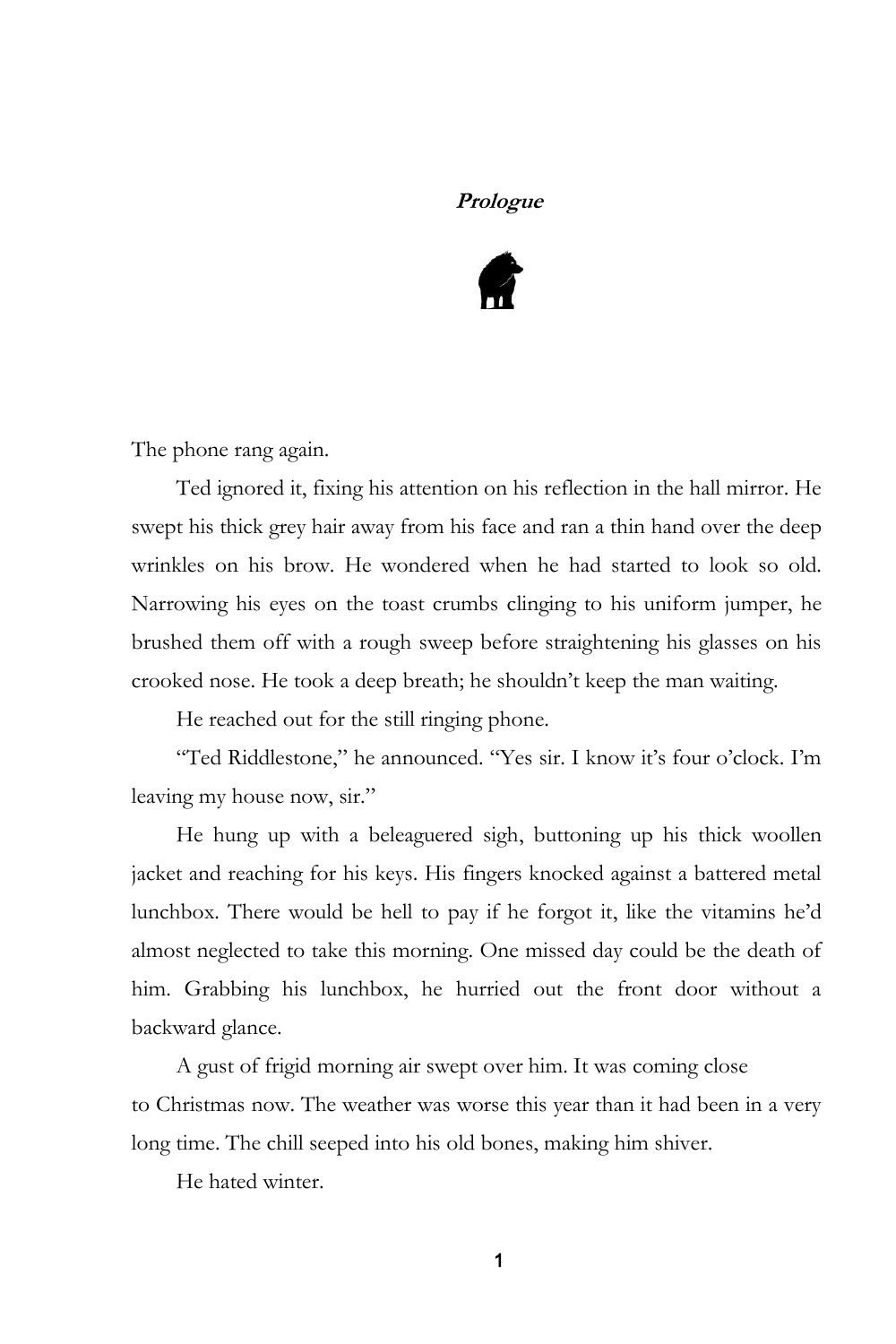# *Prologue*

The phone rang again.

Ted ignored it, fixing his attention on his reflection in the hall mirror. He swept his thick grey hair away from his face and ran a thin hand over the deep wrinkles on his brow. He wondered when he had started to look so old. Narrowing his eyes on the toast crumbs clinging to his uniform jumper, he brushed them off with a rough sweep before straightening his glasses on his crooked nose. He took a deep breath; he shouldn't keep the man waiting.

He reached out for the still ringing phone.

"Ted Riddlestone," he announced. "Yes sir. I know it's four o'clock. I'm leaving my house now, sir."

He hung up with a beleaguered sigh, buttoning up his thick woollen jacket and reaching for his keys. His fingers knocked against a battered metal lunchbox. There would be hell to pay if he forgot it, like the vitamins he'd almost neglected to take this morning. One missed day could be the death of him. Grabbing his lunchbox, he hurried out the front door without a backward glance.

A gust of frigid morning air swept over him. It was coming close to Christmas now. The weather was worse this year than it had been in a very long time. The chill seeped into his old bones, making him shiver.

He hated winter.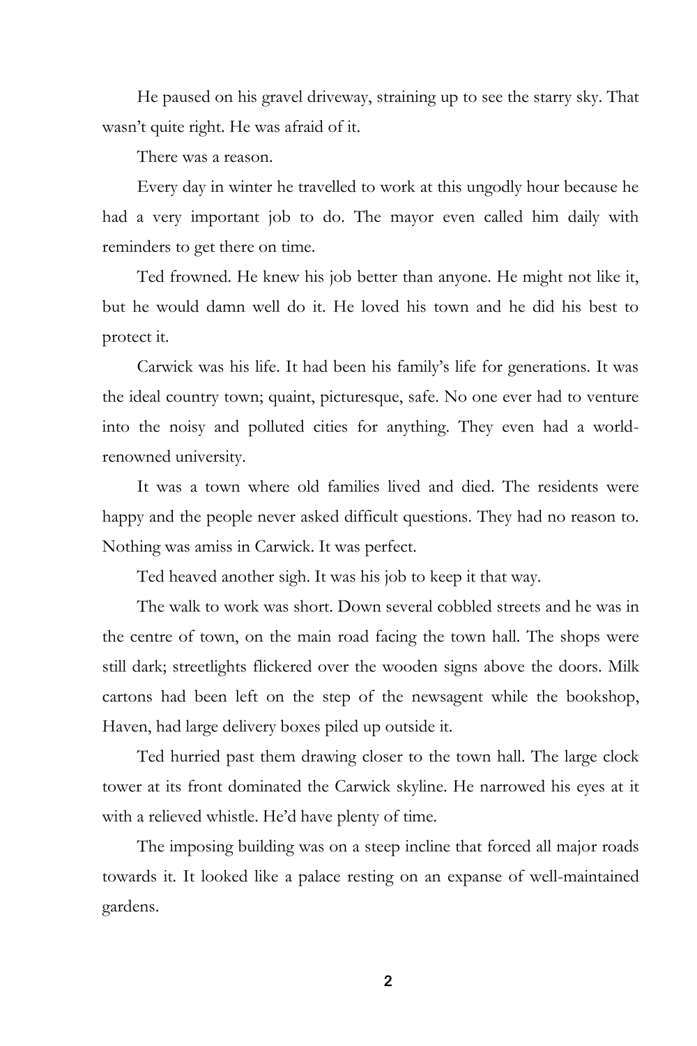He paused on his gravel driveway, straining up to see the starry sky. That wasn't quite right. He was afraid of it.

There was a reason.

Every day in winter he travelled to work at this ungodly hour because he had a very important job to do. The mayor even called him daily with reminders to get there on time.

Ted frowned. He knew his job better than anyone. He might not like it, but he would damn well do it. He loved his town and he did his best to protect it.

Carwick was his life. It had been his family's life for generations. It was the ideal country town; quaint, picturesque, safe. No one ever had to venture into the noisy and polluted cities for anything. They even had a world-renowned university.

It was a town where old families lived and died. The residents were happy and the people never asked difficult questions. They had no reason to. Nothing was amiss in Carwick. It was perfect.

Ted heaved another sigh. It was his job to keep it that way.

The walk to work was short. Down several cobbled streets and he was in the centre of town, on the main road facing the town hall. The shops were still dark; streetlights flickered over the wooden signs above the doors. Milk cartons had been left on the step of the newsagent while the bookshop, Haven, had large delivery boxes piled up outside it.

Ted hurried past them drawing closer to the town hall. The large clock tower at its front dominated the Carwick skyline. He narrowed his eyes at it with a relieved whistle. He'd have plenty of time.

The imposing building was on a steep incline that forced all major roads towards it. It looked like a palace resting on an expanse of well-maintained gardens.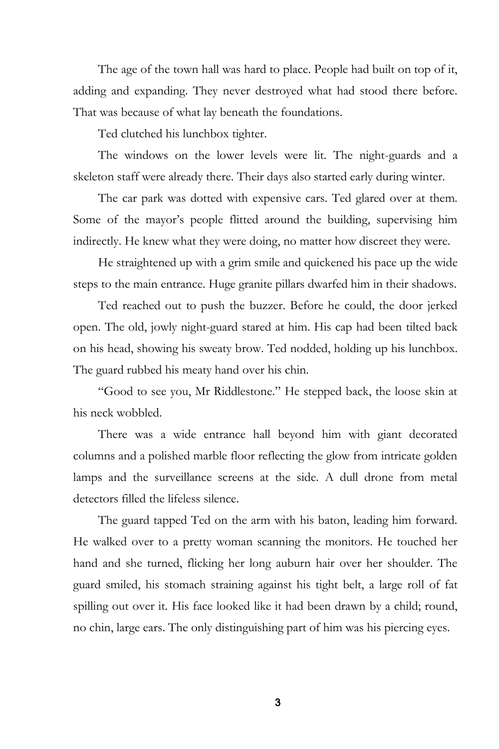The age of the town hall was hard to place. People had built on top of it, adding and expanding. They never destroyed what had stood there before. That was because of what lay beneath the foundations.

Ted clutched his lunchbox tighter.

The windows on the lower levels were lit. The night-guards and a skeleton staff were already there. Their days also started early during winter.

The car park was dotted with expensive cars. Ted glared over at them. Some of the mayor's people flitted around the building, supervising him indirectly. He knew what they were doing, no matter how discreet they were.

He straightened up with a grim smile and quickened his pace up the wide steps to the main entrance. Huge granite pillars dwarfed him in their shadows.

Ted reached out to push the buzzer. Before he could, the door jerked open. The old, jowly night-guard stared at him. His cap had been tilted back on his head, showing his sweaty brow. Ted nodded, holding up his lunchbox. The guard rubbed his meaty hand over his chin.

"Good to see you, Mr Riddlestone." He stepped back, the loose skin at his neck wobbled.

There was a wide entrance hall beyond him with giant decorated columns and a polished marble floor reflecting the glow from intricate golden lamps and the surveillance screens at the side. A dull drone from metal detectors filled the lifeless silence.

The guard tapped Ted on the arm with his baton, leading him forward. He walked over to a pretty woman scanning the monitors. He touched her hand and she turned, flicking her long auburn hair over her shoulder. The guard smiled, his stomach straining against his tight belt, a large roll of fat spilling out over it. His face looked like it had been drawn by a child; round, no chin, large ears. The only distinguishing part of him was his piercing eyes.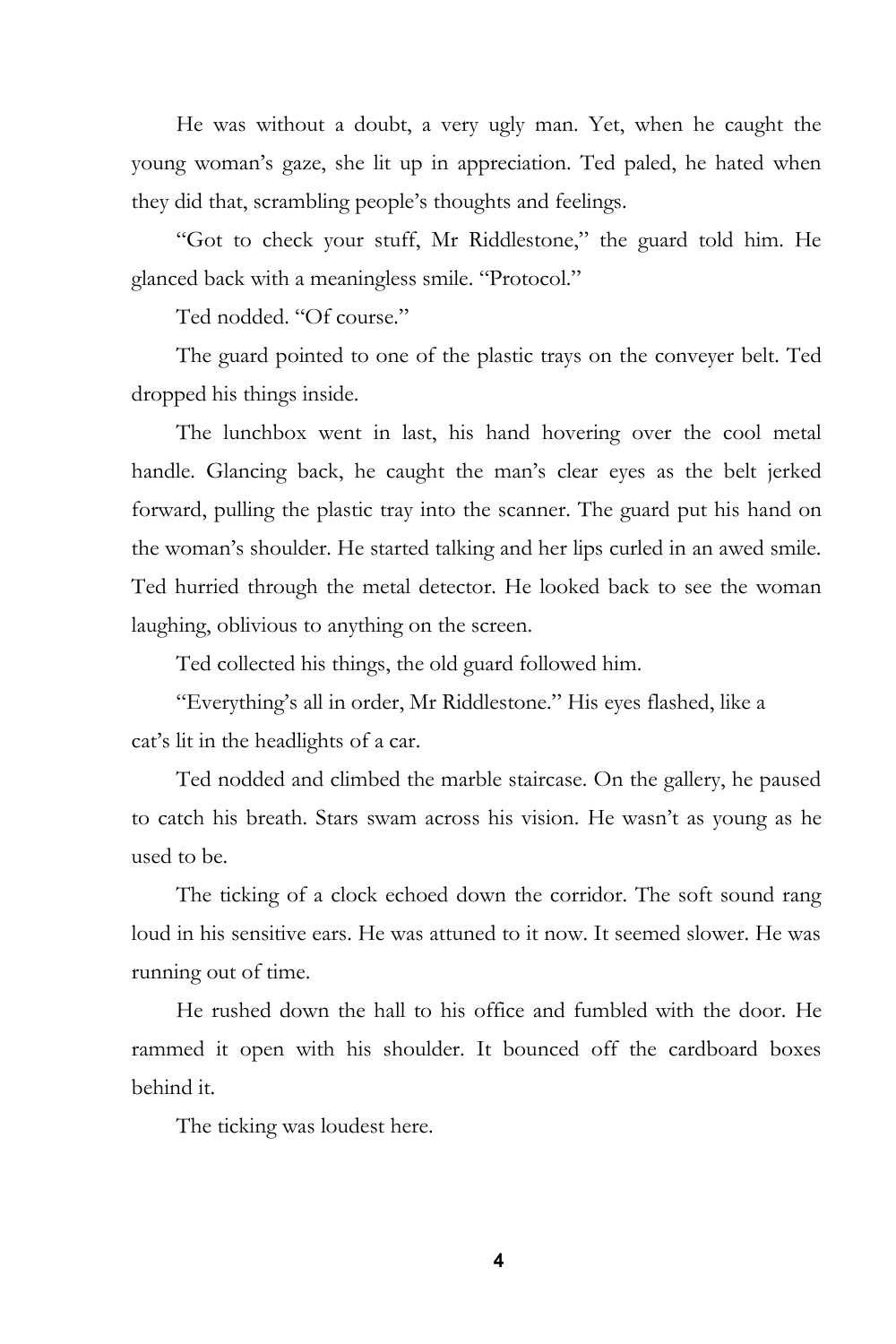He was without a doubt, a very ugly man. Yet, when he caught the young woman's gaze, she lit up in appreciation. Ted paled, he hated when they did that, scrambling people's thoughts and feelings.

"Got to check your stuff, Mr Riddlestone," the guard told him. He glanced back with a meaningless smile. "Protocol."

Ted nodded. "Of course."

The guard pointed to one of the plastic trays on the conveyer belt. Ted dropped his things inside.

The lunchbox went in last, his hand hovering over the cool metal handle. Glancing back, he caught the man's clear eyes as the belt jerked forward, pulling the plastic tray into the scanner. The guard put his hand on the woman's shoulder. He started talking and her lips curled in an awed smile. Ted hurried through the metal detector. He looked back to see the woman laughing, oblivious to anything on the screen.

Ted collected his things, the old guard followed him.

"Everything's all in order, Mr Riddlestone." His eyes flashed, like a cat's lit in the headlights of a car.

Ted nodded and climbed the marble staircase. On the gallery, he paused to catch his breath. Stars swam across his vision. He wasn't as young as he used to be.

The ticking of a clock echoed down the corridor. The soft sound rang loud in his sensitive ears. He was attuned to it now. It seemed slower. He was running out of time.

He rushed down the hall to his office and fumbled with the door. He rammed it open with his shoulder. It bounced off the cardboard boxes behind it.

The ticking was loudest here.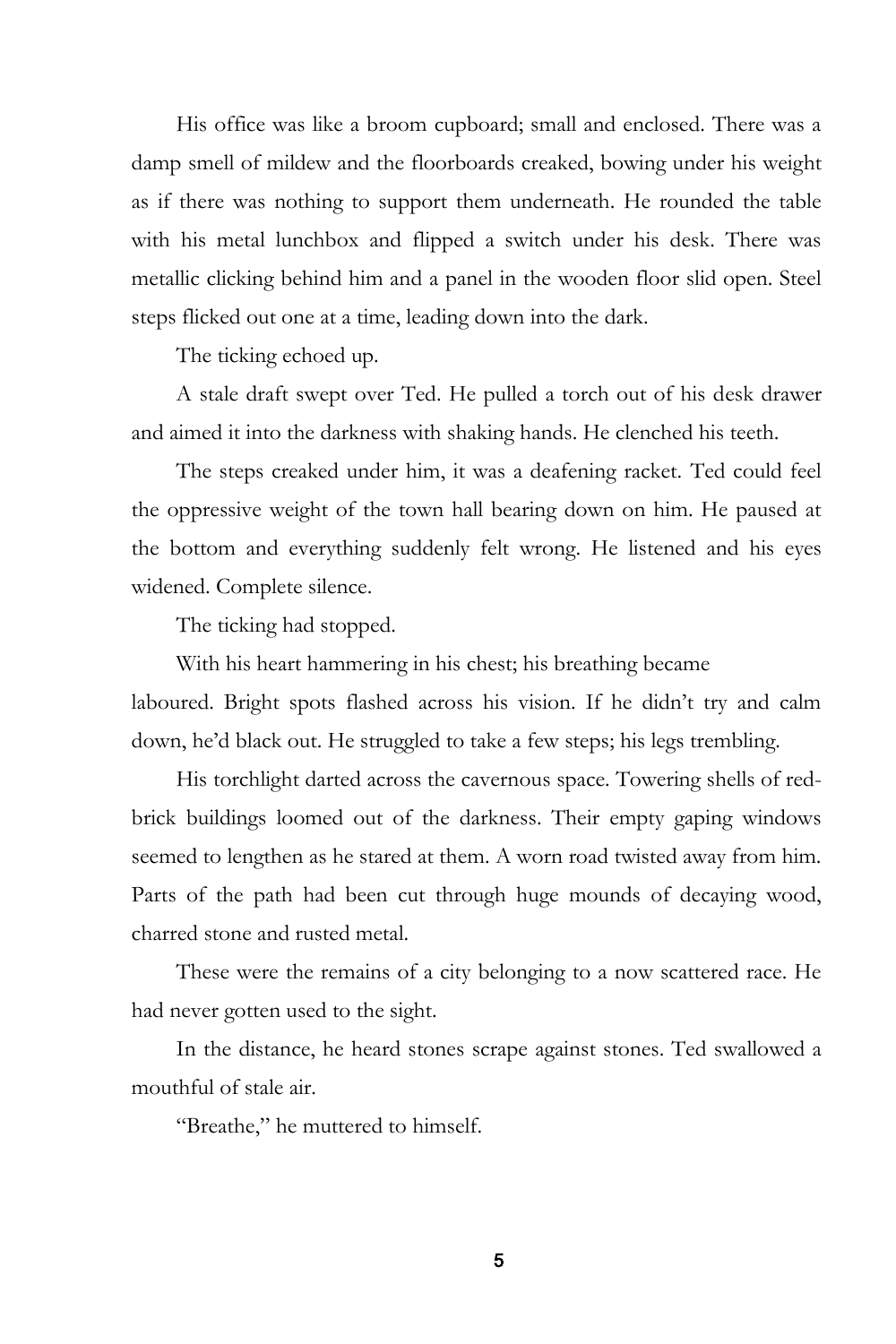His office was like a broom cupboard; small and enclosed. There was a damp smell of mildew and the floorboards creaked, bowing under his weight as if there was nothing to support them underneath. He rounded the table with his metal lunchbox and flipped a switch under his desk. There was metallic clicking behind him and a panel in the wooden floor slid open. Steel steps flicked out one at a time, leading down into the dark.

The ticking echoed up.

A stale draft swept over Ted. He pulled a torch out of his desk drawer and aimed it into the darkness with shaking hands. He clenched his teeth.

The steps creaked under him, it was a deafening racket. Ted could feel the oppressive weight of the town hall bearing down on him. He paused at the bottom and everything suddenly felt wrong. He listened and his eyes widened. Complete silence.

The ticking had stopped.

With his heart hammering in his chest; his breathing became laboured. Bright spots flashed across his vision. If he didn't try and calm down, he'd black out. He struggled to take a few steps; his legs trembling.

His torchlight darted across the cavernous space. Towering shells of red-brick buildings loomed out of the darkness. Their empty gaping windows seemed to lengthen as he stared at them. A worn road twisted away from him. Parts of the path had been cut through huge mounds of decaying wood, charred stone and rusted metal.

These were the remains of a city belonging to a now scattered race. He had never gotten used to the sight.

In the distance, he heard stones scrape against stones. Ted swallowed a mouthful of stale air.

"Breathe," he muttered to himself.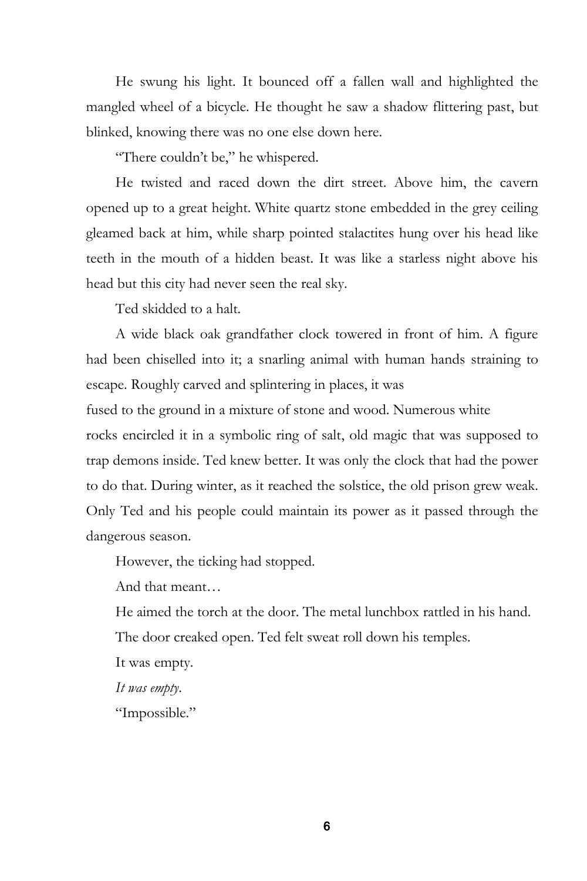He swung his light. It bounced off a fallen wall and highlighted the mangled wheel of a bicycle. He thought he saw a shadow flittering past, but blinked, knowing there was no one else down here.

"There couldn't be," he whispered.

He twisted and raced down the dirt street. Above him, the cavern opened up to a great height. White quartz stone embedded in the grey ceiling gleamed back at him, while sharp pointed stalactites hung over his head like teeth in the mouth of a hidden beast. It was like a starless night above his head but this city had never seen the real sky.

Ted skidded to a halt.

A wide black oak grandfather clock towered in front of him. A figure had been chiselled into it; a snarling animal with human hands straining to escape. Roughly carved and splintering in places, it was fused to the ground in a mixture of stone and wood. Numerous white rocks encircled it in a symbolic ring of salt, old magic that was supposed to trap demons inside. Ted knew better. It was only the clock that had the power to do that. During winter, as it reached the solstice, the old prison grew weak. Only Ted and his people could maintain its power as it passed through the dangerous season.

However, the ticking had stopped.

And that meant…

He aimed the torch at the door. The metal lunchbox rattled in his hand.

The door creaked open. Ted felt sweat roll down his temples.

It was empty.

*It was empty.*

"Impossible."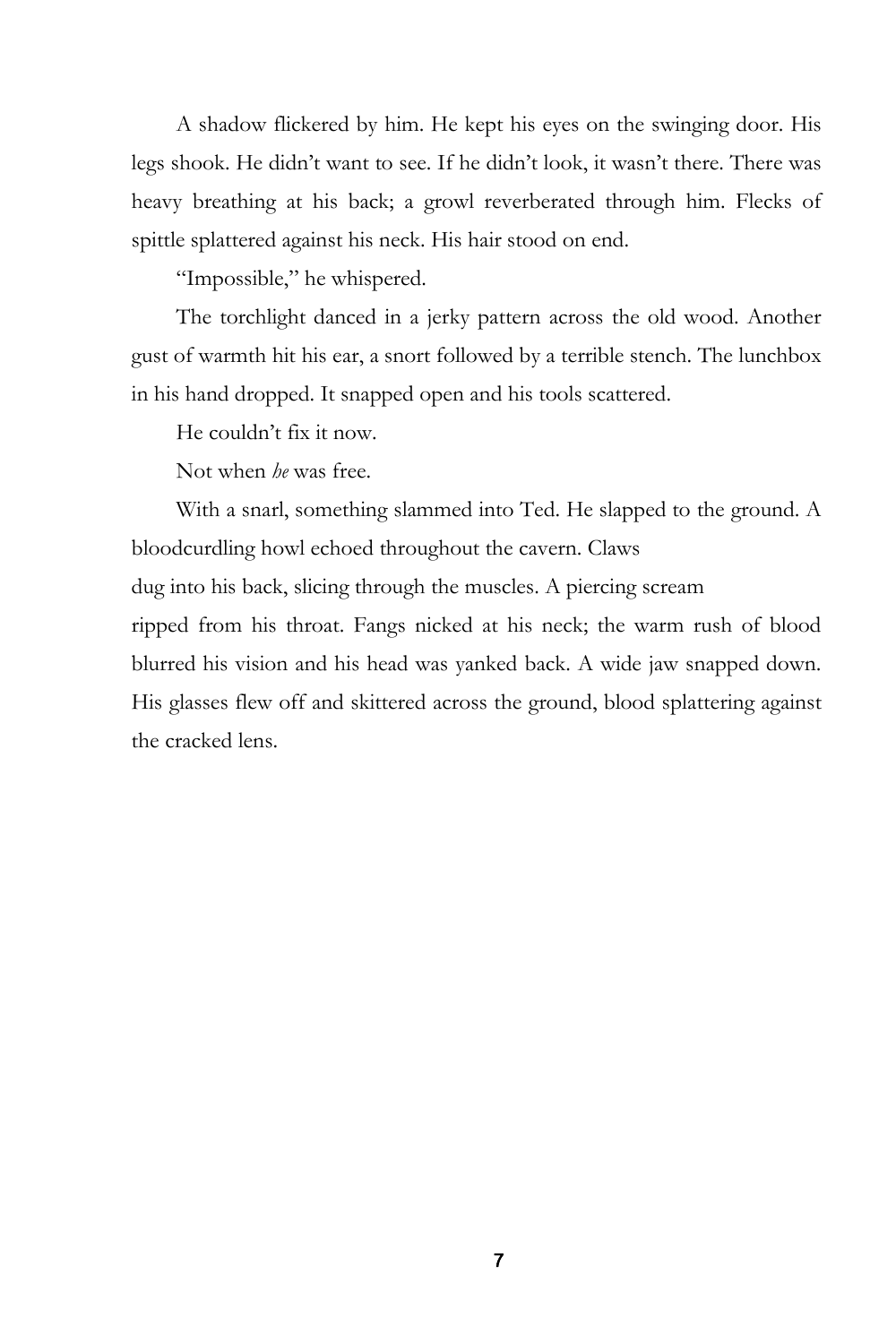A shadow flickered by him. He kept his eyes on the swinging door. His legs shook. He didn't want to see. If he didn't look, it wasn't there. There was heavy breathing at his back; a growl reverberated through him. Flecks of spittle splattered against his neck. His hair stood on end.

"Impossible," he whispered.

The torchlight danced in a jerky pattern across the old wood. Another gust of warmth hit his ear, a snort followed by a terrible stench. The lunchbox in his hand dropped. It snapped open and his tools scattered.

He couldn't fix it now.

Not when *he* was free.

With a snarl, something slammed into Ted. He slapped to the ground. A bloodcurdling howl echoed throughout the cavern. Claws dug into his back, slicing through the muscles. A piercing scream ripped from his throat. Fangs nicked at his neck; the warm rush of blood blurred his vision and his head was yanked back. A wide jaw snapped down. His glasses flew off and skittered across the ground, blood splattering against the cracked lens.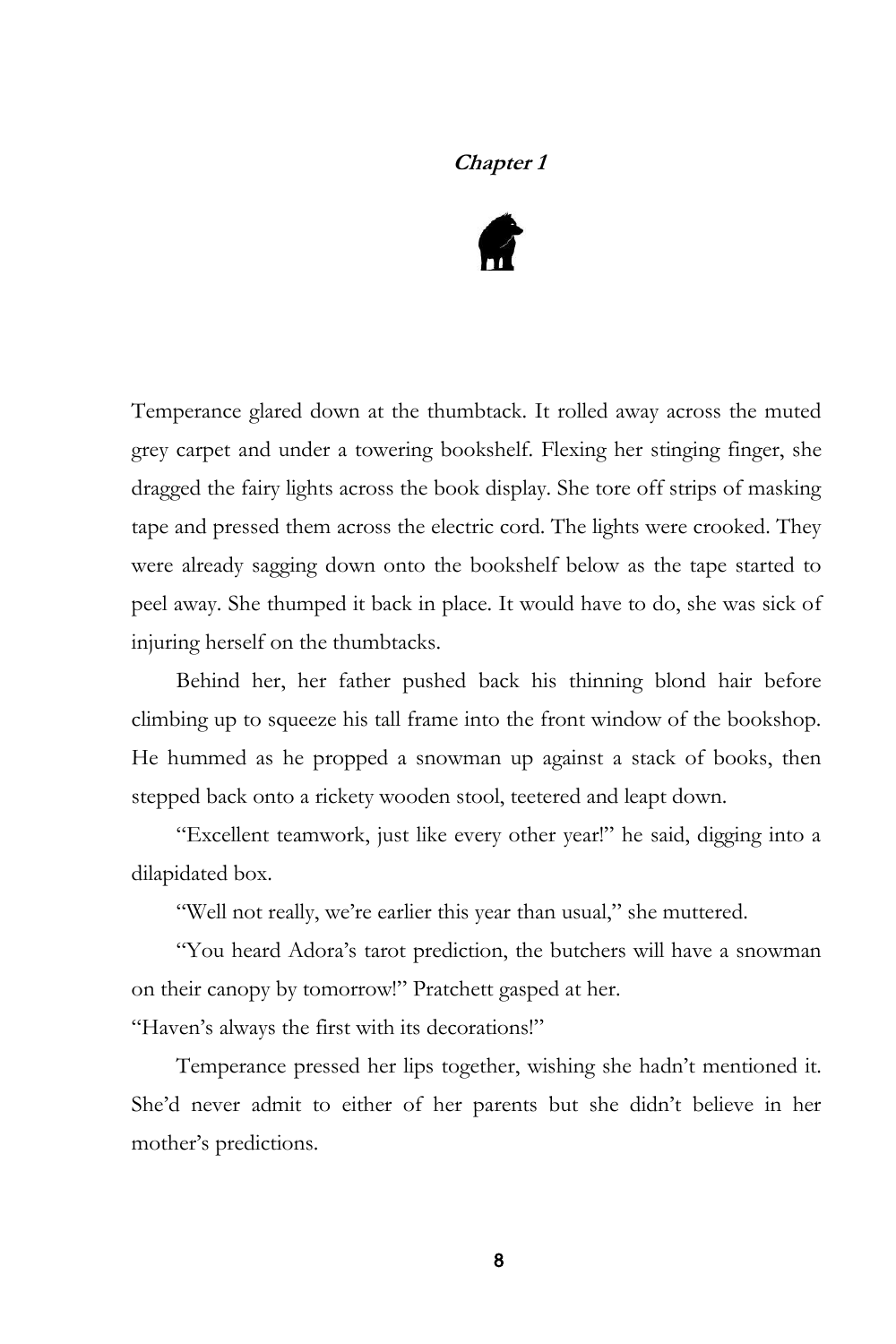# *Chapter 1*

Temperance glared down at the thumbtack. It rolled away across the muted grey carpet and under a towering bookshelf. Flexing her stinging finger, she dragged the fairy lights across the book display. She tore off strips of masking tape and pressed them across the electric cord. The lights were crooked. They were already sagging down onto the bookshelf below as the tape started to peel away. She thumped it back in place. It would have to do, she was sick of injuring herself on the thumbtacks.

Behind her, her father pushed back his thinning blond hair before climbing up to squeeze his tall frame into the front window of the bookshop. He hummed as he propped a snowman up against a stack of books, then stepped back onto a rickety wooden stool, teetered and leapt down.

"Excellent teamwork, just like every other year!" he said, digging into a dilapidated box.

"Well not really, we're earlier this year than usual," she muttered.

"You heard Adora's tarot prediction, the butchers will have a snowman on their canopy by tomorrow!" Pratchett gasped at her.
"Haven's always the first with its decorations!"

Temperance pressed her lips together, wishing she hadn't mentioned it. She'd never admit to either of her parents but she didn't believe in her mother's predictions.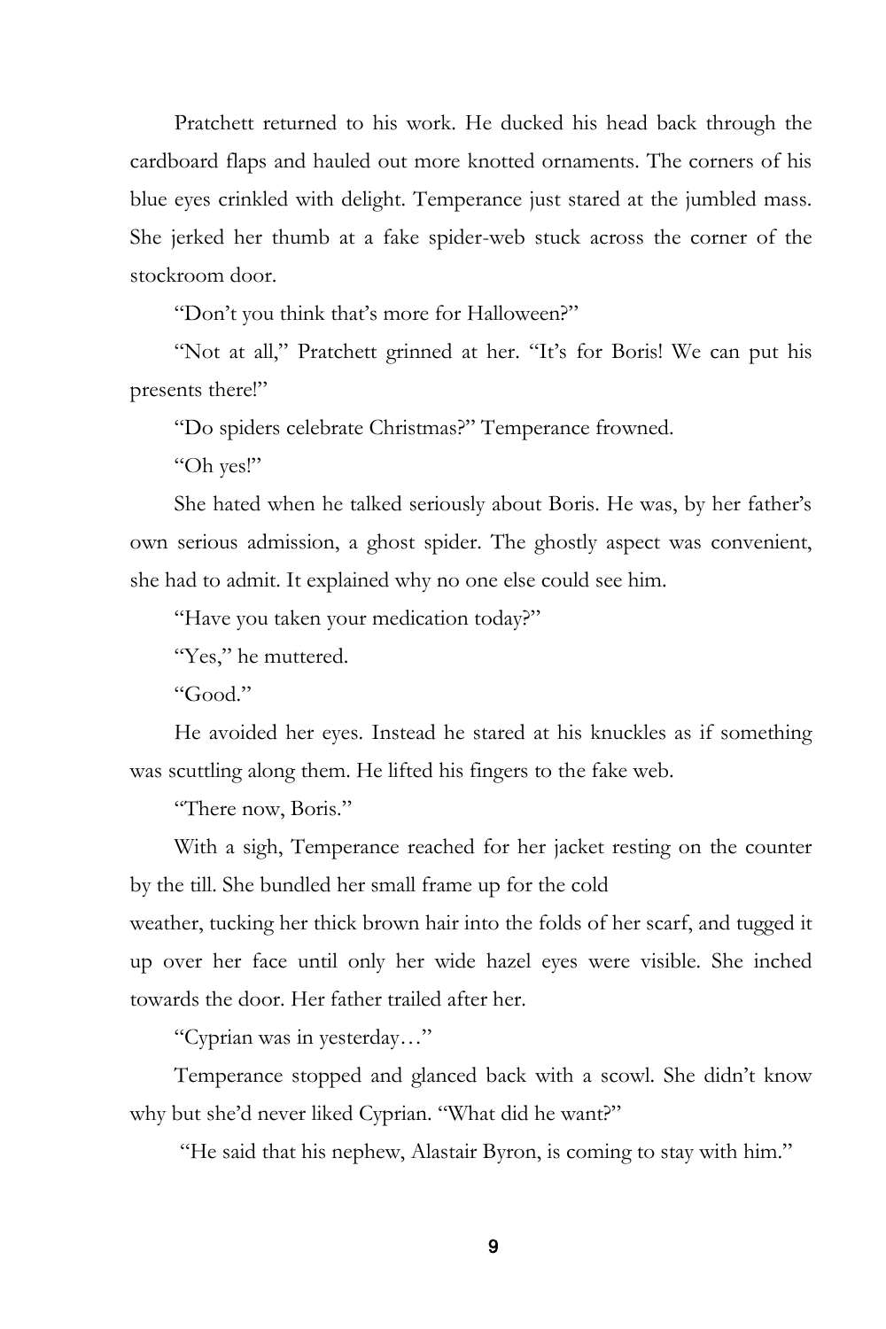Pratchett returned to his work. He ducked his head back through the cardboard flaps and hauled out more knotted ornaments. The corners of his blue eyes crinkled with delight. Temperance just stared at the jumbled mass. She jerked her thumb at a fake spider-web stuck across the corner of the stockroom door.

"Don't you think that's more for Halloween?"

"Not at all," Pratchett grinned at her. "It's for Boris! We can put his presents there!"

"Do spiders celebrate Christmas?" Temperance frowned.

"Oh yes!"

She hated when he talked seriously about Boris. He was, by her father's own serious admission, a ghost spider. The ghostly aspect was convenient, she had to admit. It explained why no one else could see him.

"Have you taken your medication today?"

"Yes," he muttered.

"Good."

He avoided her eyes. Instead he stared at his knuckles as if something was scuttling along them. He lifted his fingers to the fake web.

"There now, Boris."

With a sigh, Temperance reached for her jacket resting on the counter by the till. She bundled her small frame up for the cold weather, tucking her thick brown hair into the folds of her scarf, and tugged it up over her face until only her wide hazel eyes were visible. She inched towards the door. Her father trailed after her.

"Cyprian was in yesterday…"

Temperance stopped and glanced back with a scowl. She didn't know why but she'd never liked Cyprian. "What did he want?"

"He said that his nephew, Alastair Byron, is coming to stay with him."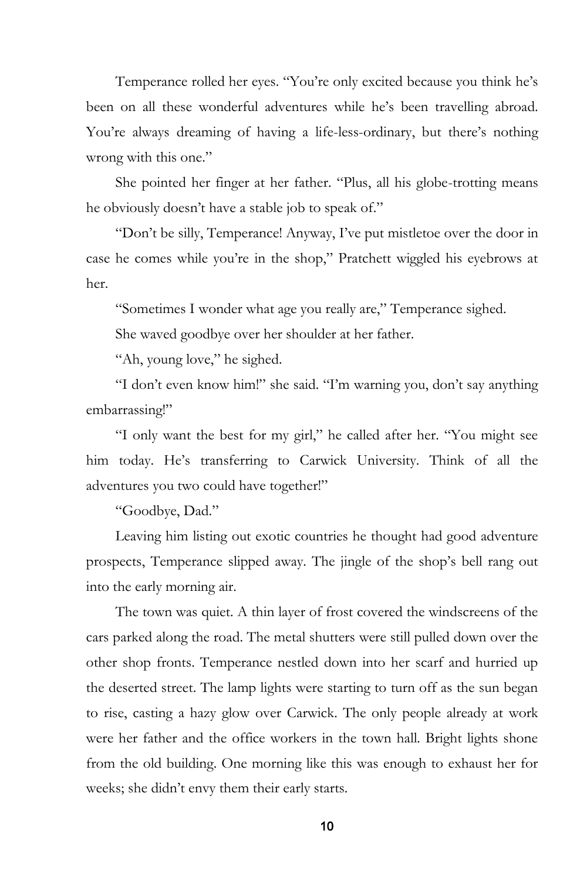Temperance rolled her eyes. "You're only excited because you think he's been on all these wonderful adventures while he's been travelling abroad. You're always dreaming of having a life-less-ordinary, but there's nothing wrong with this one."

She pointed her finger at her father. "Plus, all his globe-trotting means he obviously doesn't have a stable job to speak of."

"Don't be silly, Temperance! Anyway, I've put mistletoe over the door in case he comes while you're in the shop," Pratchett wiggled his eyebrows at her.

"Sometimes I wonder what age you really are," Temperance sighed.

She waved goodbye over her shoulder at her father.

"Ah, young love," he sighed.

"I don't even know him!" she said. "I'm warning you, don't say anything embarrassing!"

"I only want the best for my girl," he called after her. "You might see him today. He's transferring to Carwick University. Think of all the adventures you two could have together!"

"Goodbye, Dad."

Leaving him listing out exotic countries he thought had good adventure prospects, Temperance slipped away. The jingle of the shop's bell rang out into the early morning air.

The town was quiet. A thin layer of frost covered the windscreens of the cars parked along the road. The metal shutters were still pulled down over the other shop fronts. Temperance nestled down into her scarf and hurried up the deserted street. The lamp lights were starting to turn off as the sun began to rise, casting a hazy glow over Carwick. The only people already at work were her father and the office workers in the town hall. Bright lights shone from the old building. One morning like this was enough to exhaust her for weeks; she didn't envy them their early starts.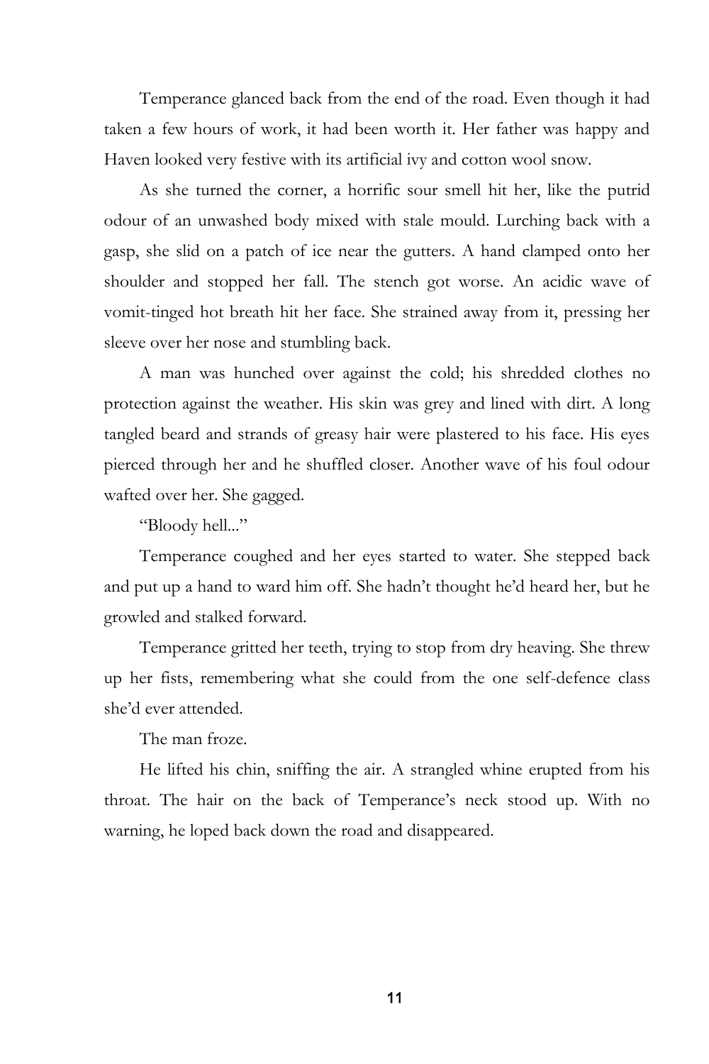Temperance glanced back from the end of the road. Even though it had taken a few hours of work, it had been worth it. Her father was happy and Haven looked very festive with its artificial ivy and cotton wool snow.

As she turned the corner, a horrific sour smell hit her, like the putrid odour of an unwashed body mixed with stale mould. Lurching back with a gasp, she slid on a patch of ice near the gutters. A hand clamped onto her shoulder and stopped her fall. The stench got worse. An acidic wave of vomit-tinged hot breath hit her face. She strained away from it, pressing her sleeve over her nose and stumbling back.

A man was hunched over against the cold; his shredded clothes no protection against the weather. His skin was grey and lined with dirt. A long tangled beard and strands of greasy hair were plastered to his face. His eyes pierced through her and he shuffled closer. Another wave of his foul odour wafted over her. She gagged.

"Bloody hell..."

Temperance coughed and her eyes started to water. She stepped back and put up a hand to ward him off. She hadn't thought he'd heard her, but he growled and stalked forward.

Temperance gritted her teeth, trying to stop from dry heaving. She threw up her fists, remembering what she could from the one self-defence class she'd ever attended.

The man froze.

He lifted his chin, sniffing the air. A strangled whine erupted from his throat. The hair on the back of Temperance's neck stood up. With no warning, he loped back down the road and disappeared.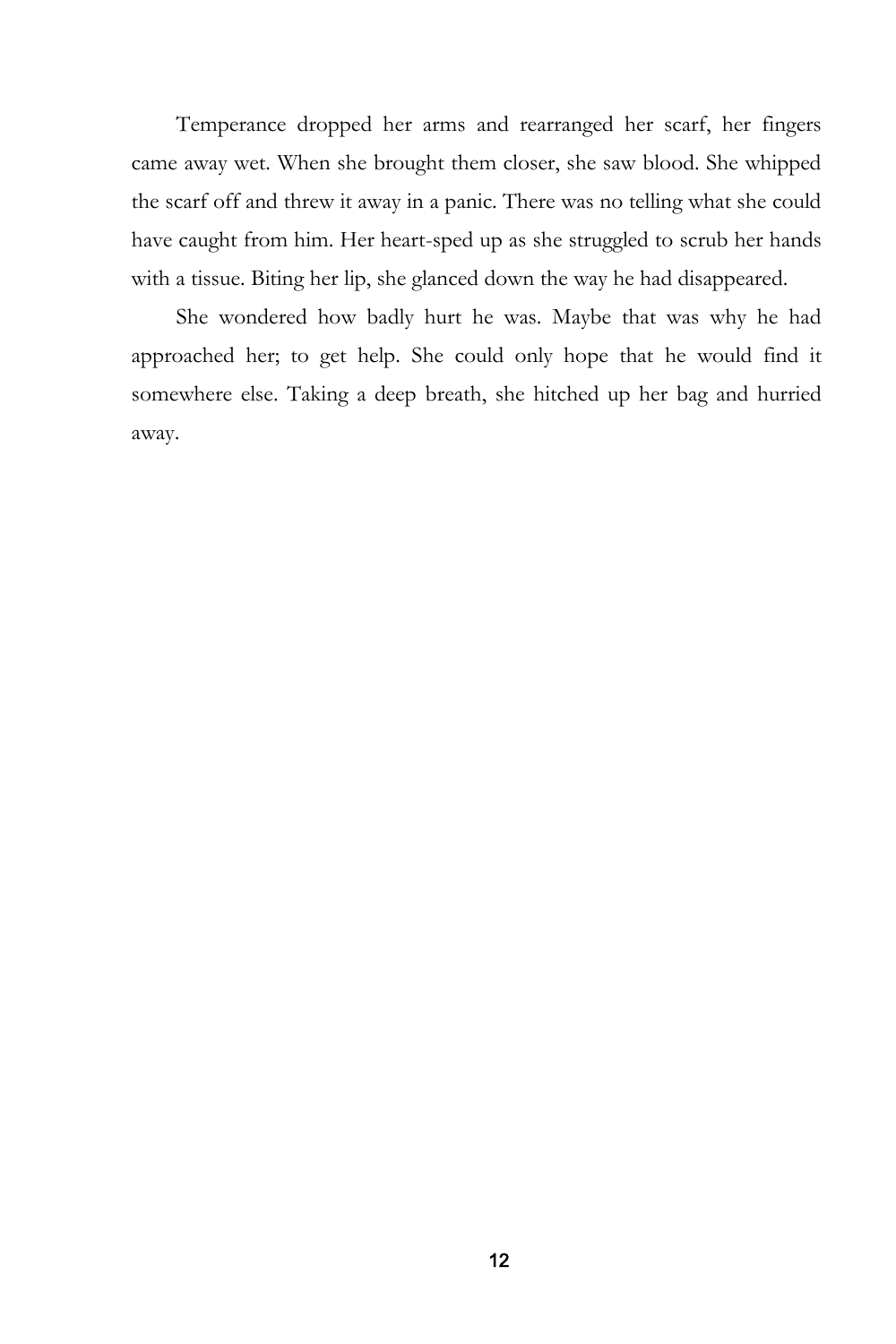Temperance dropped her arms and rearranged her scarf, her fingers came away wet. When she brought them closer, she saw blood. She whipped the scarf off and threw it away in a panic. There was no telling what she could have caught from him. Her heart-sped up as she struggled to scrub her hands with a tissue. Biting her lip, she glanced down the way he had disappeared.

She wondered how badly hurt he was. Maybe that was why he had approached her; to get help. She could only hope that he would find it somewhere else. Taking a deep breath, she hitched up her bag and hurried away.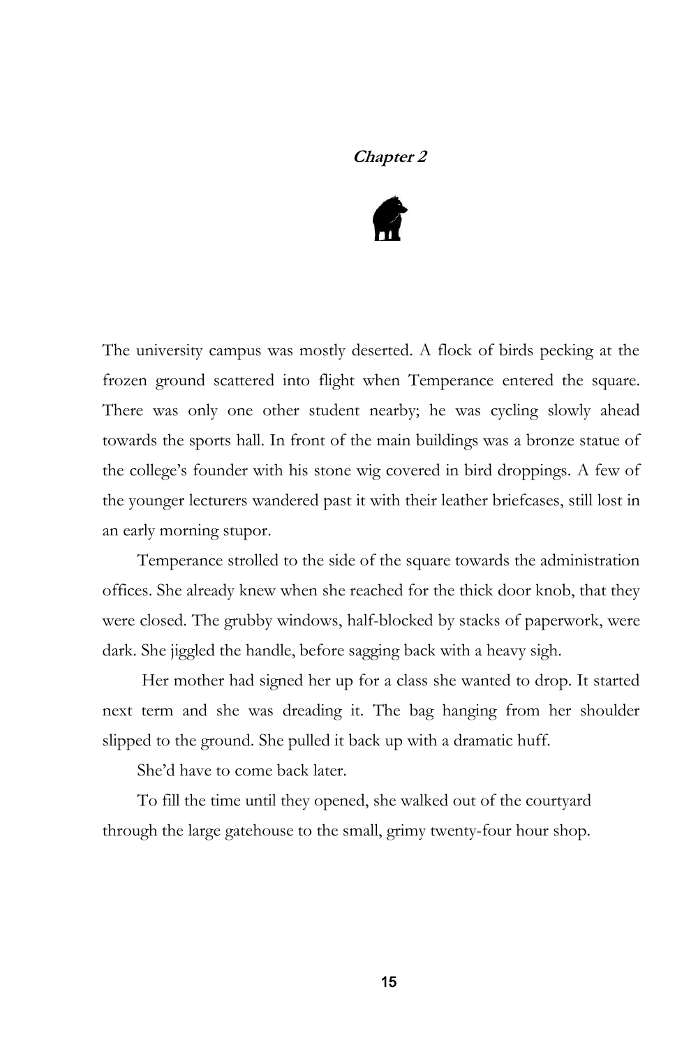## *Chapter 2*

The university campus was mostly deserted. A flock of birds pecking at the frozen ground scattered into flight when Temperance entered the square. There was only one other student nearby; he was cycling slowly ahead towards the sports hall. In front of the main buildings was a bronze statue of the college's founder with his stone wig covered in bird droppings. A few of the younger lecturers wandered past it with their leather briefcases, still lost in an early morning stupor.

Temperance strolled to the side of the square towards the administration offices. She already knew when she reached for the thick door knob, that they were closed. The grubby windows, half-blocked by stacks of paperwork, were dark. She jiggled the handle, before sagging back with a heavy sigh.

Her mother had signed her up for a class she wanted to drop. It started next term and she was dreading it. The bag hanging from her shoulder slipped to the ground. She pulled it back up with a dramatic huff.

She'd have to come back later.

To fill the time until they opened, she walked out of the courtyard through the large gatehouse to the small, grimy twenty-four hour shop.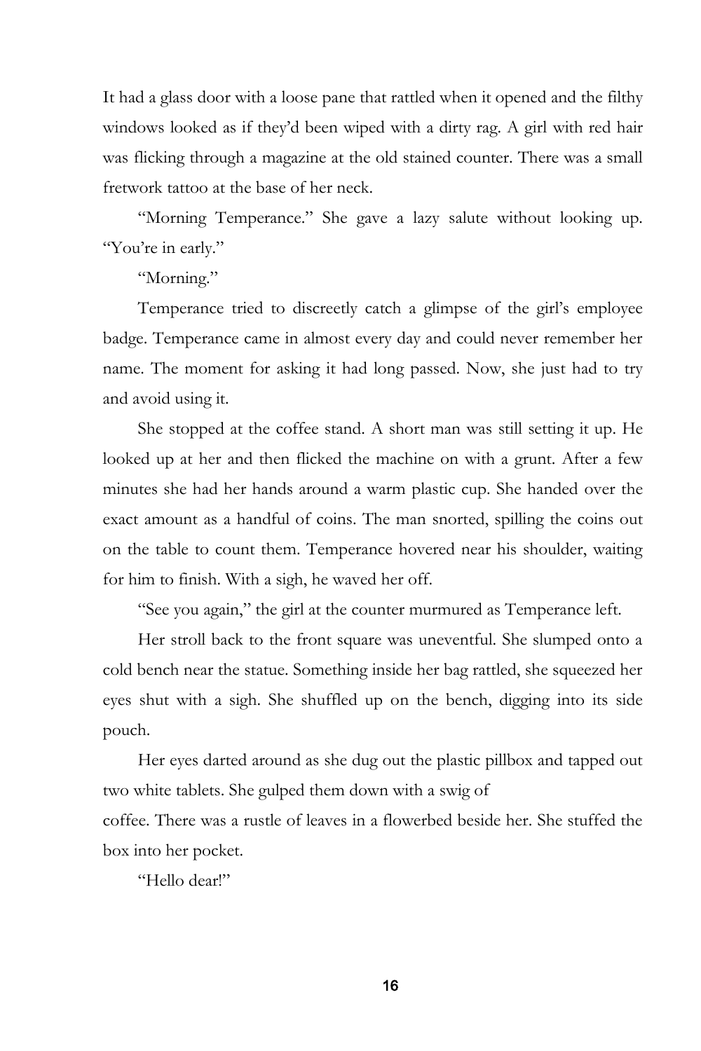It had a glass door with a loose pane that rattled when it opened and the filthy windows looked as if they'd been wiped with a dirty rag. A girl with red hair was flicking through a magazine at the old stained counter. There was a small fretwork tattoo at the base of her neck.

"Morning Temperance." She gave a lazy salute without looking up. "You're in early."

"Morning."

Temperance tried to discreetly catch a glimpse of the girl's employee badge. Temperance came in almost every day and could never remember her name. The moment for asking it had long passed. Now, she just had to try and avoid using it.

She stopped at the coffee stand. A short man was still setting it up. He looked up at her and then flicked the machine on with a grunt. After a few minutes she had her hands around a warm plastic cup. She handed over the exact amount as a handful of coins. The man snorted, spilling the coins out on the table to count them. Temperance hovered near his shoulder, waiting for him to finish. With a sigh, he waved her off.

"See you again," the girl at the counter murmured as Temperance left.

Her stroll back to the front square was uneventful. She slumped onto a cold bench near the statue. Something inside her bag rattled, she squeezed her eyes shut with a sigh. She shuffled up on the bench, digging into its side pouch.

Her eyes darted around as she dug out the plastic pillbox and tapped out two white tablets. She gulped them down with a swig of coffee. There was a rustle of leaves in a flowerbed beside her. She stuffed the box into her pocket.

"Hello dear!"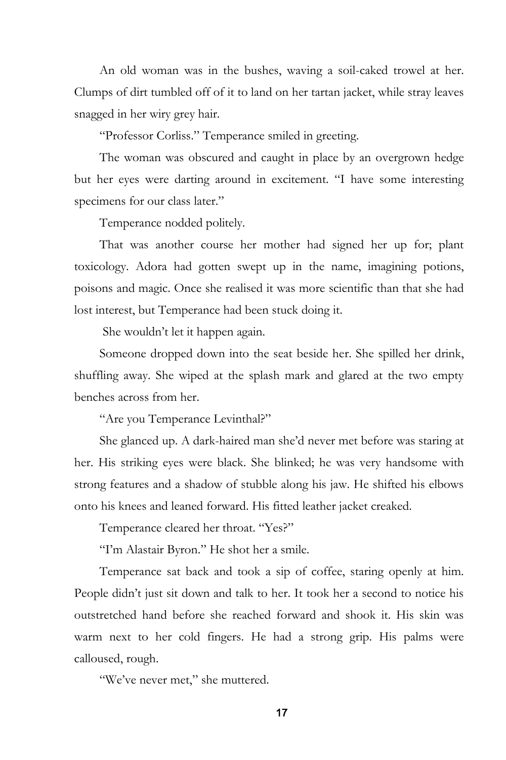An old woman was in the bushes, waving a soil-caked trowel at her. Clumps of dirt tumbled off of it to land on her tartan jacket, while stray leaves snagged in her wiry grey hair.

"Professor Corliss." Temperance smiled in greeting.

The woman was obscured and caught in place by an overgrown hedge but her eyes were darting around in excitement. "I have some interesting specimens for our class later."

Temperance nodded politely.

That was another course her mother had signed her up for; plant toxicology. Adora had gotten swept up in the name, imagining potions, poisons and magic. Once she realised it was more scientific than that she had lost interest, but Temperance had been stuck doing it.

She wouldn't let it happen again.

Someone dropped down into the seat beside her. She spilled her drink, shuffling away. She wiped at the splash mark and glared at the two empty benches across from her.

"Are you Temperance Levinthal?"

She glanced up. A dark-haired man she'd never met before was staring at her. His striking eyes were black. She blinked; he was very handsome with strong features and a shadow of stubble along his jaw. He shifted his elbows onto his knees and leaned forward. His fitted leather jacket creaked.

Temperance cleared her throat. "Yes?"

"I'm Alastair Byron." He shot her a smile.

Temperance sat back and took a sip of coffee, staring openly at him. People didn't just sit down and talk to her. It took her a second to notice his outstretched hand before she reached forward and shook it. His skin was warm next to her cold fingers. He had a strong grip. His palms were calloused, rough.

"We've never met," she muttered.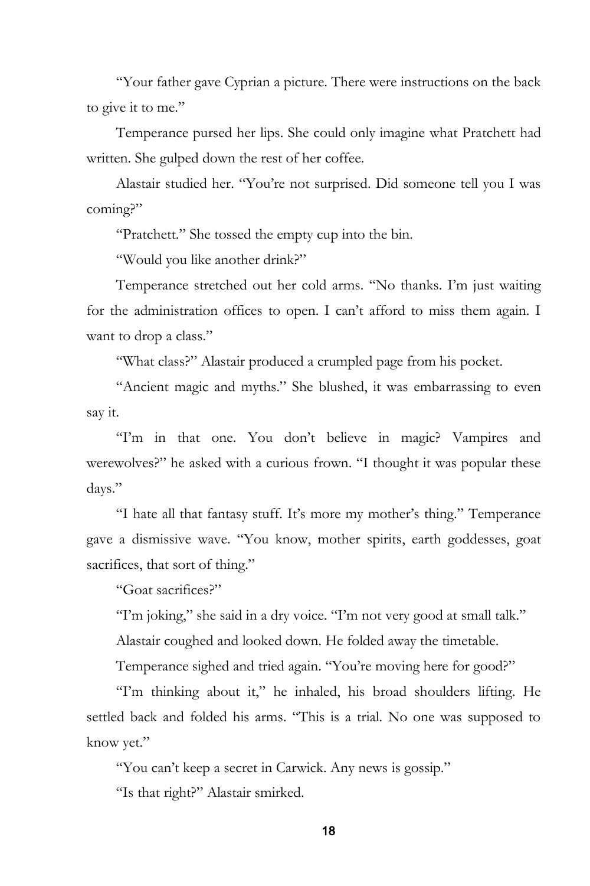"Your father gave Cyprian a picture. There were instructions on the back to give it to me."

Temperance pursed her lips. She could only imagine what Pratchett had written. She gulped down the rest of her coffee.

Alastair studied her. "You're not surprised. Did someone tell you I was coming?"

"Pratchett." She tossed the empty cup into the bin.

"Would you like another drink?"

Temperance stretched out her cold arms. "No thanks. I'm just waiting for the administration offices to open. I can't afford to miss them again. I want to drop a class."

"What class?" Alastair produced a crumpled page from his pocket.

"Ancient magic and myths." She blushed, it was embarrassing to even say it.

"I'm in that one. You don't believe in magic? Vampires and werewolves?" he asked with a curious frown. "I thought it was popular these days."

"I hate all that fantasy stuff. It's more my mother's thing." Temperance gave a dismissive wave. "You know, mother spirits, earth goddesses, goat sacrifices, that sort of thing."

"Goat sacrifices?"

"I'm joking," she said in a dry voice. "I'm not very good at small talk."

Alastair coughed and looked down. He folded away the timetable.

Temperance sighed and tried again. "You're moving here for good?"

"I'm thinking about it," he inhaled, his broad shoulders lifting. He settled back and folded his arms. "This is a trial. No one was supposed to know yet."

"You can't keep a secret in Carwick. Any news is gossip."

"Is that right?" Alastair smirked.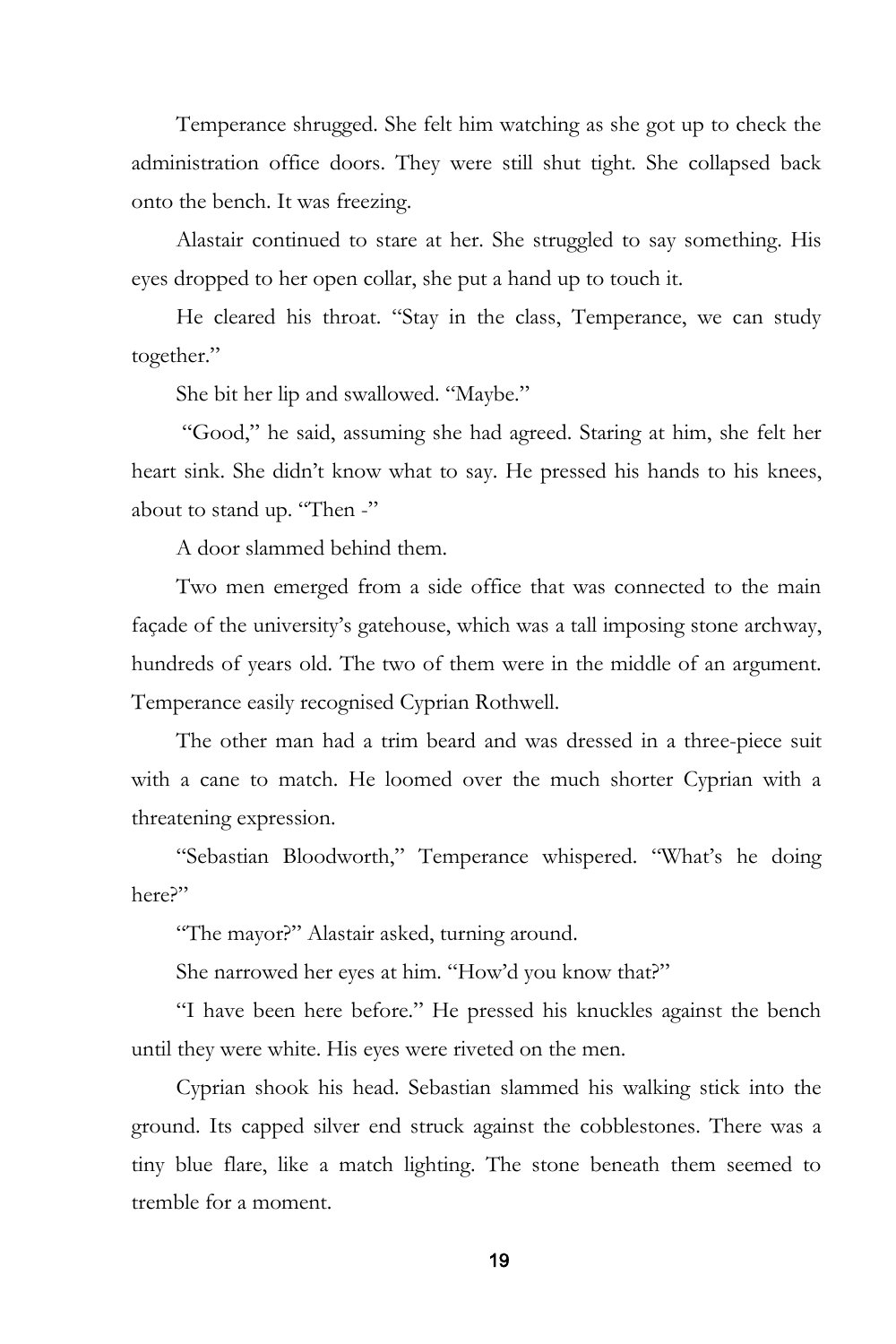Temperance shrugged. She felt him watching as she got up to check the administration office doors. They were still shut tight. She collapsed back onto the bench. It was freezing.

Alastair continued to stare at her. She struggled to say something. His eyes dropped to her open collar, she put a hand up to touch it.

He cleared his throat. "Stay in the class, Temperance, we can study together."

She bit her lip and swallowed. "Maybe."

"Good," he said, assuming she had agreed. Staring at him, she felt her heart sink. She didn't know what to say. He pressed his hands to his knees, about to stand up. "Then -"

A door slammed behind them.

Two men emerged from a side office that was connected to the main façade of the university's gatehouse, which was a tall imposing stone archway, hundreds of years old. The two of them were in the middle of an argument. Temperance easily recognised Cyprian Rothwell.

The other man had a trim beard and was dressed in a three-piece suit with a cane to match. He loomed over the much shorter Cyprian with a threatening expression.

"Sebastian Bloodworth," Temperance whispered. "What's he doing here?"

"The mayor?" Alastair asked, turning around.

She narrowed her eyes at him. "How'd you know that?"

"I have been here before." He pressed his knuckles against the bench until they were white. His eyes were riveted on the men.

Cyprian shook his head. Sebastian slammed his walking stick into the ground. Its capped silver end struck against the cobblestones. There was a tiny blue flare, like a match lighting. The stone beneath them seemed to tremble for a moment.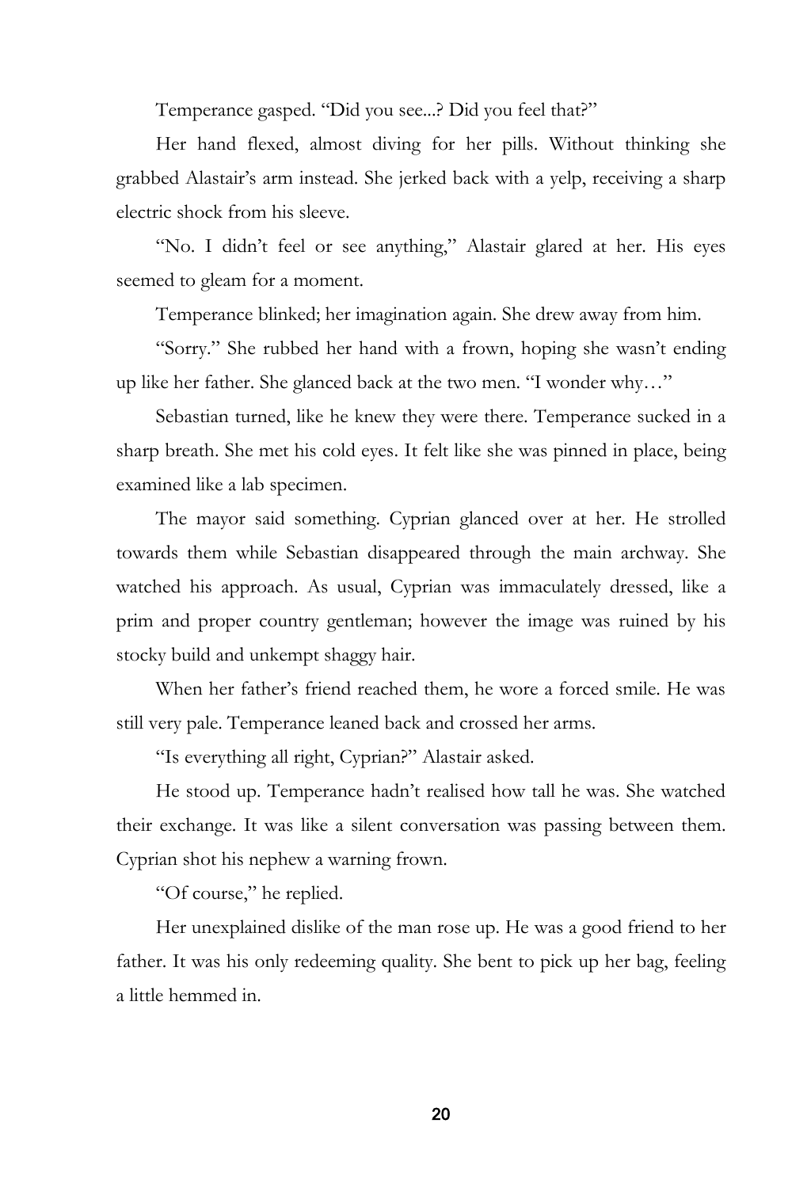Temperance gasped. "Did you see...? Did you feel that?"

Her hand flexed, almost diving for her pills. Without thinking she grabbed Alastair's arm instead. She jerked back with a yelp, receiving a sharp electric shock from his sleeve.

"No. I didn't feel or see anything," Alastair glared at her. His eyes seemed to gleam for a moment.

Temperance blinked; her imagination again. She drew away from him.

"Sorry." She rubbed her hand with a frown, hoping she wasn't ending up like her father. She glanced back at the two men. "I wonder why…"

Sebastian turned, like he knew they were there. Temperance sucked in a sharp breath. She met his cold eyes. It felt like she was pinned in place, being examined like a lab specimen.

The mayor said something. Cyprian glanced over at her. He strolled towards them while Sebastian disappeared through the main archway. She watched his approach. As usual, Cyprian was immaculately dressed, like a prim and proper country gentleman; however the image was ruined by his stocky build and unkempt shaggy hair.

When her father's friend reached them, he wore a forced smile. He was still very pale. Temperance leaned back and crossed her arms.

"Is everything all right, Cyprian?" Alastair asked.

He stood up. Temperance hadn't realised how tall he was. She watched their exchange. It was like a silent conversation was passing between them. Cyprian shot his nephew a warning frown.

"Of course," he replied.

Her unexplained dislike of the man rose up. He was a good friend to her father. It was his only redeeming quality. She bent to pick up her bag, feeling a little hemmed in.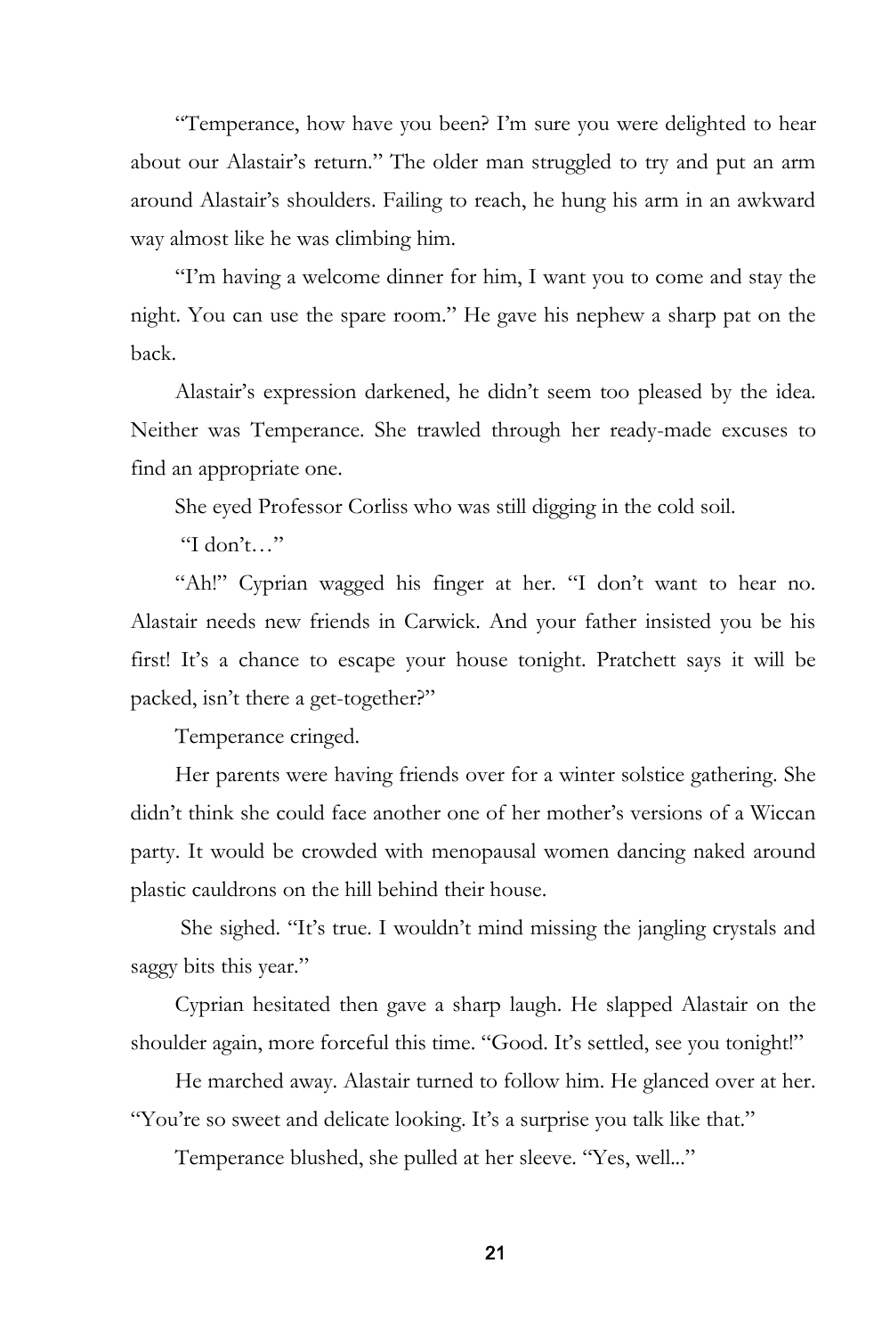"Temperance, how have you been? I'm sure you were delighted to hear about our Alastair's return." The older man struggled to try and put an arm around Alastair's shoulders. Failing to reach, he hung his arm in an awkward way almost like he was climbing him.

"I'm having a welcome dinner for him, I want you to come and stay the night. You can use the spare room." He gave his nephew a sharp pat on the back.

Alastair's expression darkened, he didn't seem too pleased by the idea. Neither was Temperance. She trawled through her ready-made excuses to find an appropriate one.

She eyed Professor Corliss who was still digging in the cold soil.

"I don't…"

"Ah!" Cyprian wagged his finger at her. "I don't want to hear no. Alastair needs new friends in Carwick. And your father insisted you be his first! It's a chance to escape your house tonight. Pratchett says it will be packed, isn't there a get-together?"

Temperance cringed.

Her parents were having friends over for a winter solstice gathering. She didn't think she could face another one of her mother's versions of a Wiccan party. It would be crowded with menopausal women dancing naked around plastic cauldrons on the hill behind their house.

She sighed. "It's true. I wouldn't mind missing the jangling crystals and saggy bits this year."

Cyprian hesitated then gave a sharp laugh. He slapped Alastair on the shoulder again, more forceful this time. "Good. It's settled, see you tonight!"

He marched away. Alastair turned to follow him. He glanced over at her. "You're so sweet and delicate looking. It's a surprise you talk like that."

Temperance blushed, she pulled at her sleeve. "Yes, well..."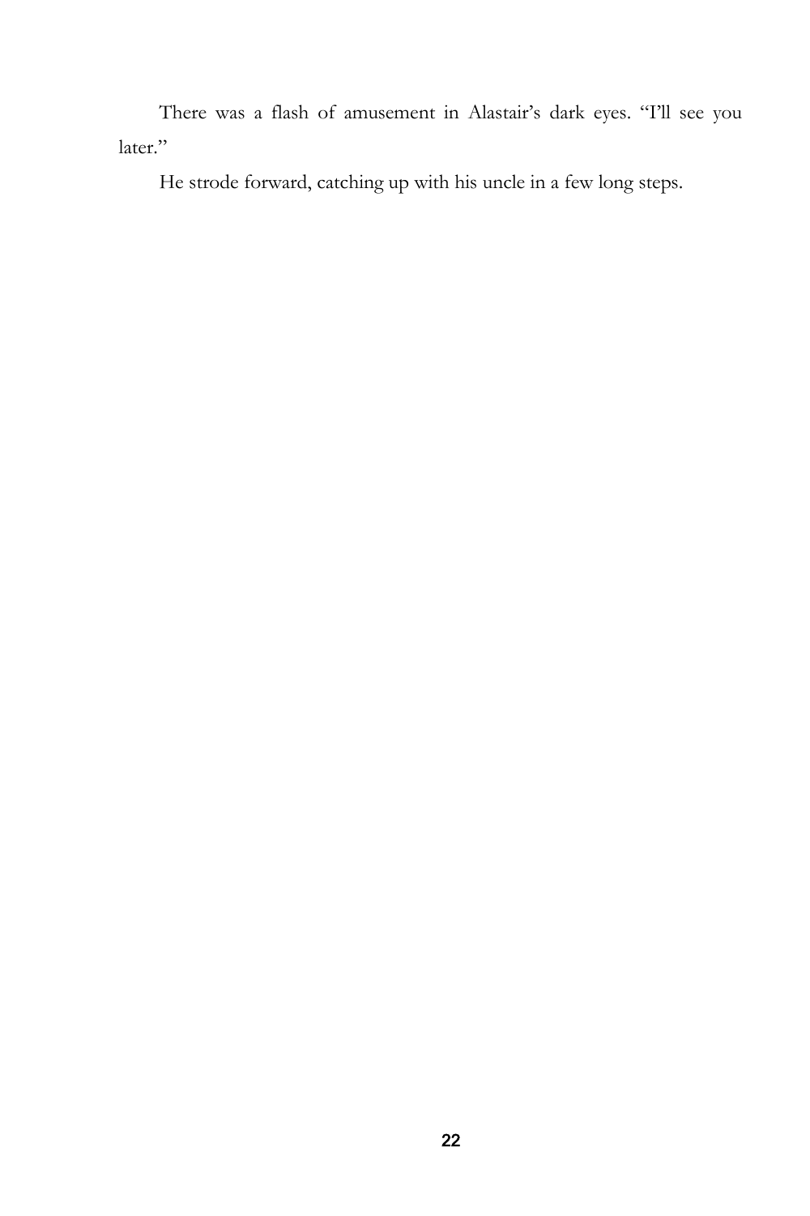There was a flash of amusement in Alastair's dark eyes. "I'll see you later."

He strode forward, catching up with his uncle in a few long steps.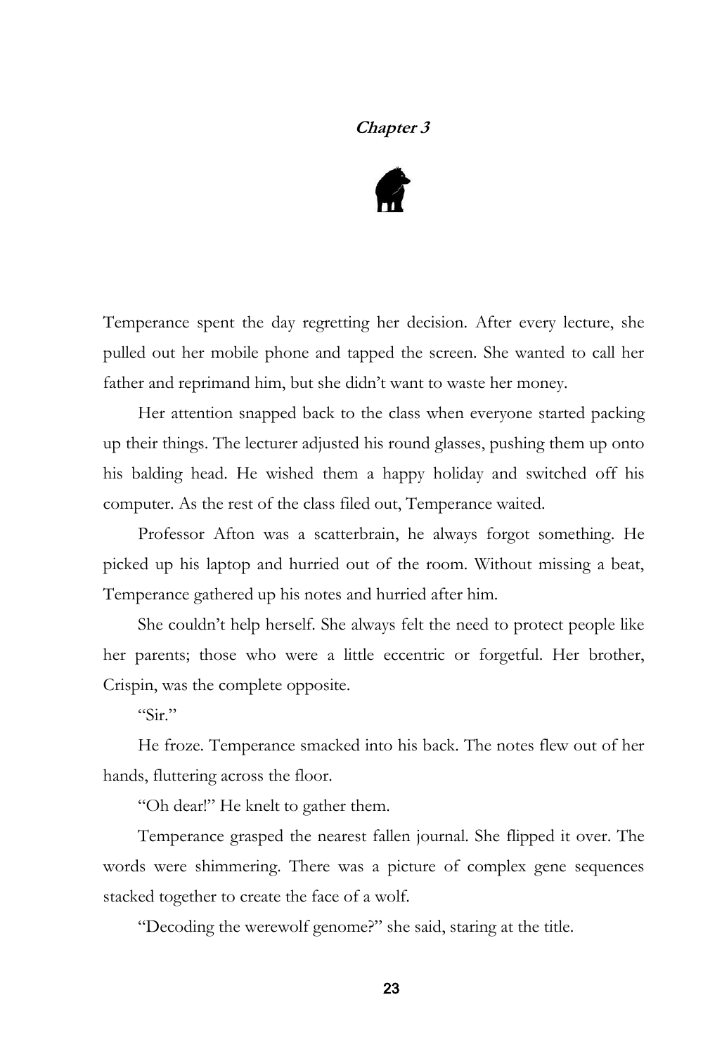### ***Chapter 3***

Temperance spent the day regretting her decision. After every lecture, she pulled out her mobile phone and tapped the screen. She wanted to call her father and reprimand him, but she didn't want to waste her money.

Her attention snapped back to the class when everyone started packing up their things. The lecturer adjusted his round glasses, pushing them up onto his balding head. He wished them a happy holiday and switched off his computer. As the rest of the class filed out, Temperance waited.

Professor Afton was a scatterbrain, he always forgot something. He picked up his laptop and hurried out of the room. Without missing a beat, Temperance gathered up his notes and hurried after him.

She couldn't help herself. She always felt the need to protect people like her parents; those who were a little eccentric or forgetful. Her brother, Crispin, was the complete opposite.

"Sir."

He froze. Temperance smacked into his back. The notes flew out of her hands, fluttering across the floor.

"Oh dear!" He knelt to gather them.

Temperance grasped the nearest fallen journal. She flipped it over. The words were shimmering. There was a picture of complex gene sequences stacked together to create the face of a wolf.

"Decoding the werewolf genome?" she said, staring at the title.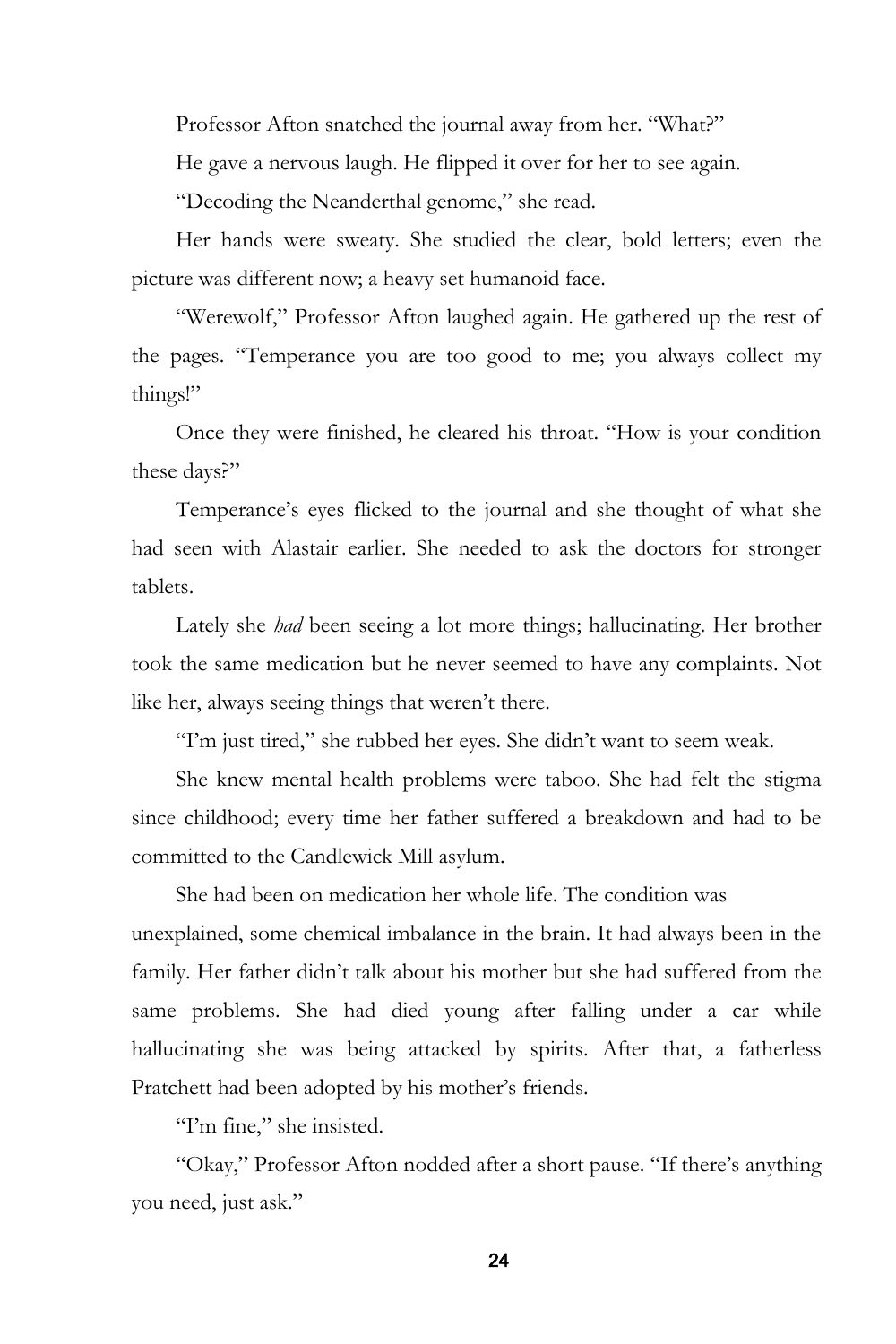Professor Afton snatched the journal away from her. "What?"

He gave a nervous laugh. He flipped it over for her to see again.

"Decoding the Neanderthal genome," she read.

Her hands were sweaty. She studied the clear, bold letters; even the picture was different now; a heavy set humanoid face.

"Werewolf," Professor Afton laughed again. He gathered up the rest of the pages. "Temperance you are too good to me; you always collect my things!"

Once they were finished, he cleared his throat. "How is your condition these days?"

Temperance's eyes flicked to the journal and she thought of what she had seen with Alastair earlier. She needed to ask the doctors for stronger tablets.

Lately she *had* been seeing a lot more things; hallucinating. Her brother took the same medication but he never seemed to have any complaints. Not like her, always seeing things that weren't there.

"I'm just tired," she rubbed her eyes. She didn't want to seem weak.

She knew mental health problems were taboo. She had felt the stigma since childhood; every time her father suffered a breakdown and had to be committed to the Candlewick Mill asylum.

She had been on medication her whole life. The condition was unexplained, some chemical imbalance in the brain. It had always been in the family. Her father didn't talk about his mother but she had suffered from the same problems. She had died young after falling under a car while hallucinating she was being attacked by spirits. After that, a fatherless Pratchett had been adopted by his mother's friends.

"I'm fine," she insisted.

"Okay," Professor Afton nodded after a short pause. "If there's anything you need, just ask."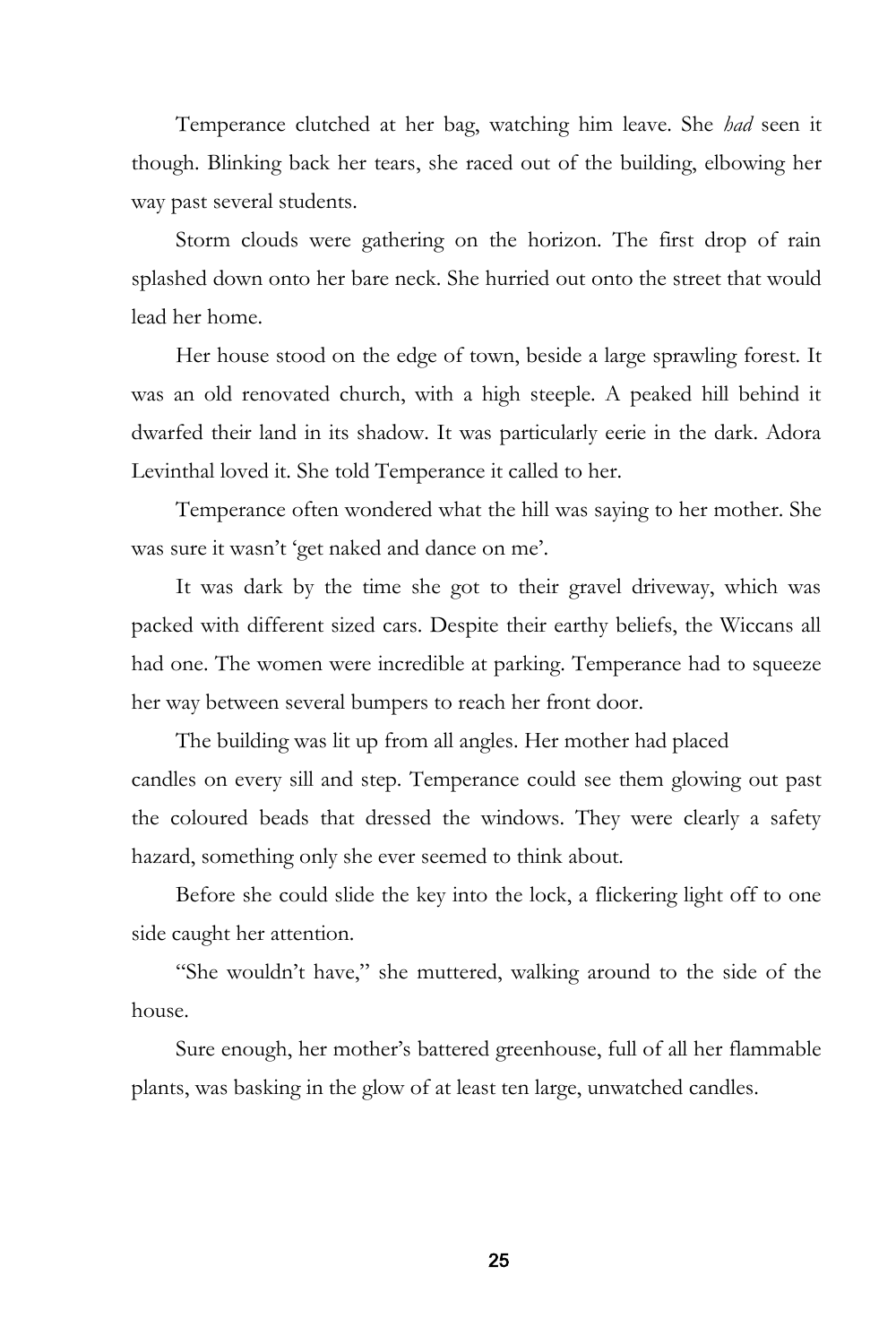Temperance clutched at her bag, watching him leave. She *had* seen it though. Blinking back her tears, she raced out of the building, elbowing her way past several students.

Storm clouds were gathering on the horizon. The first drop of rain splashed down onto her bare neck. She hurried out onto the street that would lead her home.

Her house stood on the edge of town, beside a large sprawling forest. It was an old renovated church, with a high steeple. A peaked hill behind it dwarfed their land in its shadow. It was particularly eerie in the dark. Adora Levinthal loved it. She told Temperance it called to her.

Temperance often wondered what the hill was saying to her mother. She was sure it wasn't 'get naked and dance on me'.

It was dark by the time she got to their gravel driveway, which was packed with different sized cars. Despite their earthy beliefs, the Wiccans all had one. The women were incredible at parking. Temperance had to squeeze her way between several bumpers to reach her front door.

The building was lit up from all angles. Her mother had placed candles on every sill and step. Temperance could see them glowing out past the coloured beads that dressed the windows. They were clearly a safety hazard, something only she ever seemed to think about.

Before she could slide the key into the lock, a flickering light off to one side caught her attention.

"She wouldn't have," she muttered, walking around to the side of the house.

Sure enough, her mother's battered greenhouse, full of all her flammable plants, was basking in the glow of at least ten large, unwatched candles.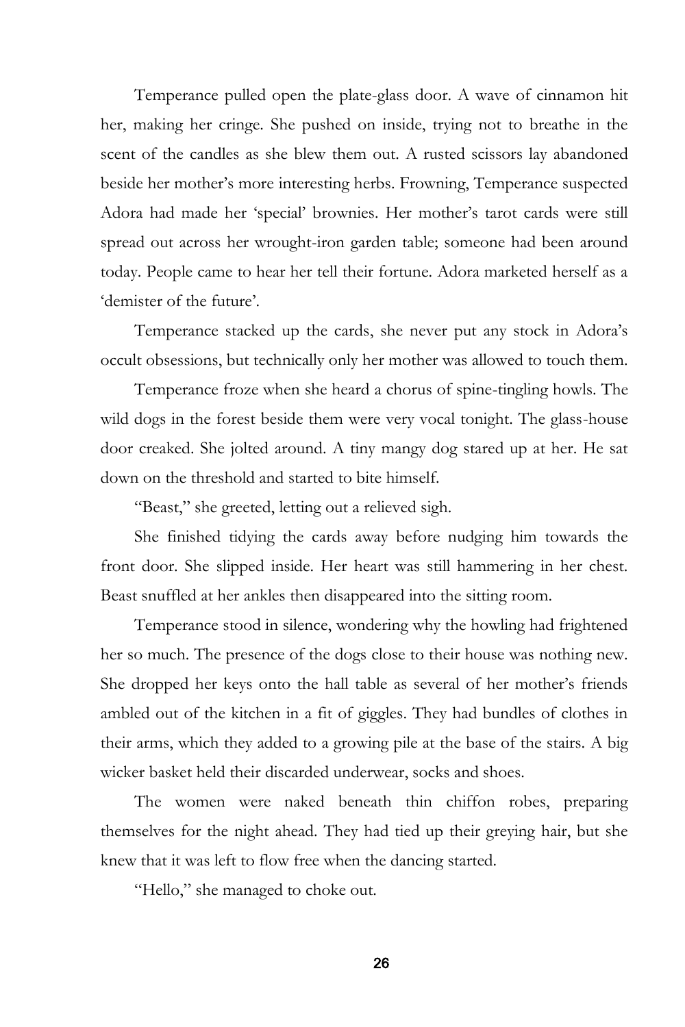Temperance pulled open the plate-glass door. A wave of cinnamon hit her, making her cringe. She pushed on inside, trying not to breathe in the scent of the candles as she blew them out. A rusted scissors lay abandoned beside her mother's more interesting herbs. Frowning, Temperance suspected Adora had made her 'special' brownies. Her mother's tarot cards were still spread out across her wrought-iron garden table; someone had been around today. People came to hear her tell their fortune. Adora marketed herself as a 'demister of the future'.

Temperance stacked up the cards, she never put any stock in Adora's occult obsessions, but technically only her mother was allowed to touch them.

Temperance froze when she heard a chorus of spine-tingling howls. The wild dogs in the forest beside them were very vocal tonight. The glass-house door creaked. She jolted around. A tiny mangy dog stared up at her. He sat down on the threshold and started to bite himself.

"Beast," she greeted, letting out a relieved sigh.

She finished tidying the cards away before nudging him towards the front door. She slipped inside. Her heart was still hammering in her chest. Beast snuffled at her ankles then disappeared into the sitting room.

Temperance stood in silence, wondering why the howling had frightened her so much. The presence of the dogs close to their house was nothing new. She dropped her keys onto the hall table as several of her mother's friends ambled out of the kitchen in a fit of giggles. They had bundles of clothes in their arms, which they added to a growing pile at the base of the stairs. A big wicker basket held their discarded underwear, socks and shoes.

The women were naked beneath thin chiffon robes, preparing themselves for the night ahead. They had tied up their greying hair, but she knew that it was left to flow free when the dancing started.

"Hello," she managed to choke out.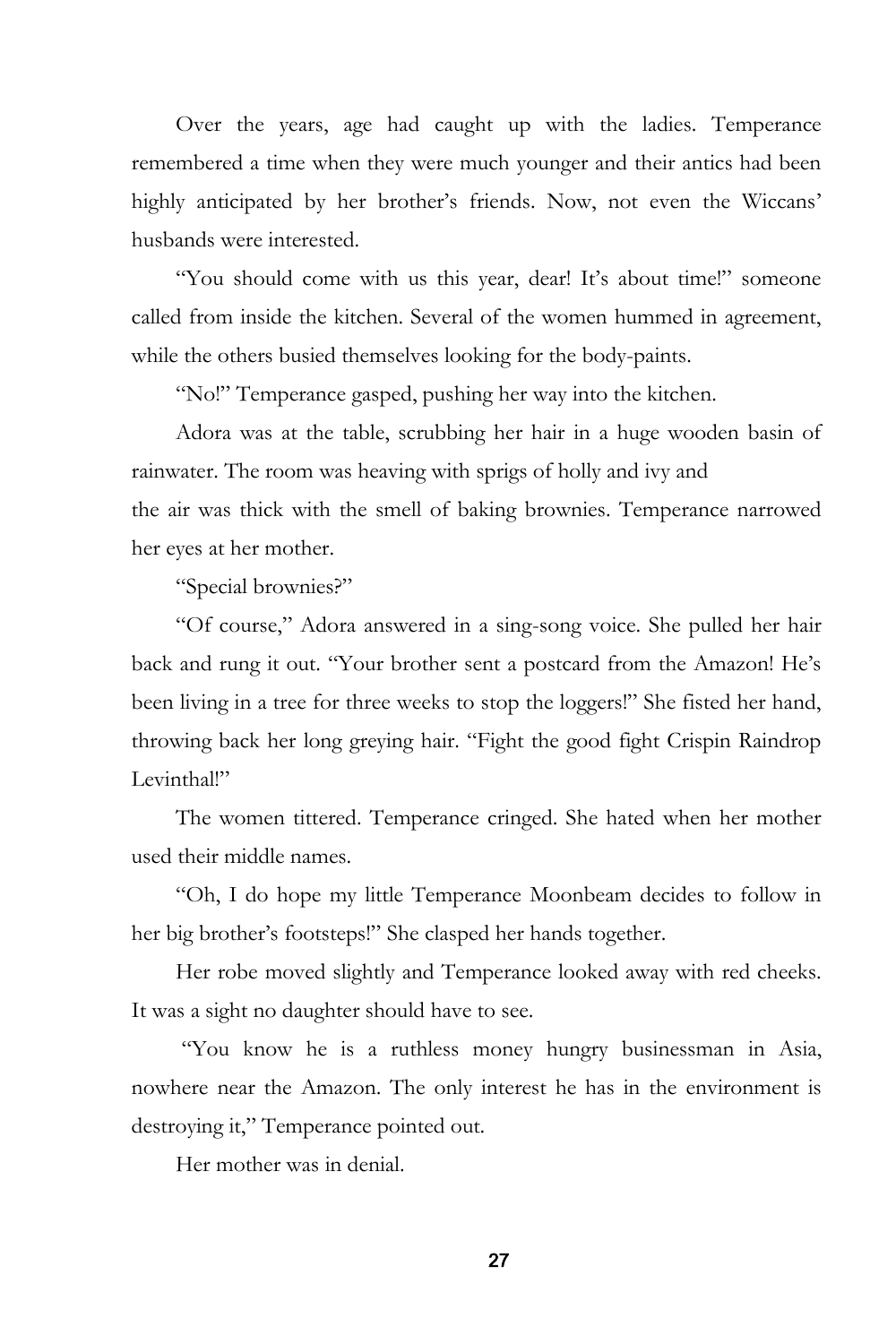Over the years, age had caught up with the ladies. Temperance remembered a time when they were much younger and their antics had been highly anticipated by her brother's friends. Now, not even the Wiccans' husbands were interested.

"You should come with us this year, dear! It's about time!" someone called from inside the kitchen. Several of the women hummed in agreement, while the others busied themselves looking for the body-paints.

"No!" Temperance gasped, pushing her way into the kitchen.

Adora was at the table, scrubbing her hair in a huge wooden basin of rainwater. The room was heaving with sprigs of holly and ivy and the air was thick with the smell of baking brownies. Temperance narrowed her eyes at her mother.

"Special brownies?"

"Of course," Adora answered in a sing-song voice. She pulled her hair back and rung it out. "Your brother sent a postcard from the Amazon! He's been living in a tree for three weeks to stop the loggers!" She fisted her hand, throwing back her long greying hair. "Fight the good fight Crispin Raindrop Levinthal!"

The women tittered. Temperance cringed. She hated when her mother used their middle names.

"Oh, I do hope my little Temperance Moonbeam decides to follow in her big brother's footsteps!" She clasped her hands together.

Her robe moved slightly and Temperance looked away with red cheeks. It was a sight no daughter should have to see.

"You know he is a ruthless money hungry businessman in Asia, nowhere near the Amazon. The only interest he has in the environment is destroying it," Temperance pointed out.

Her mother was in denial.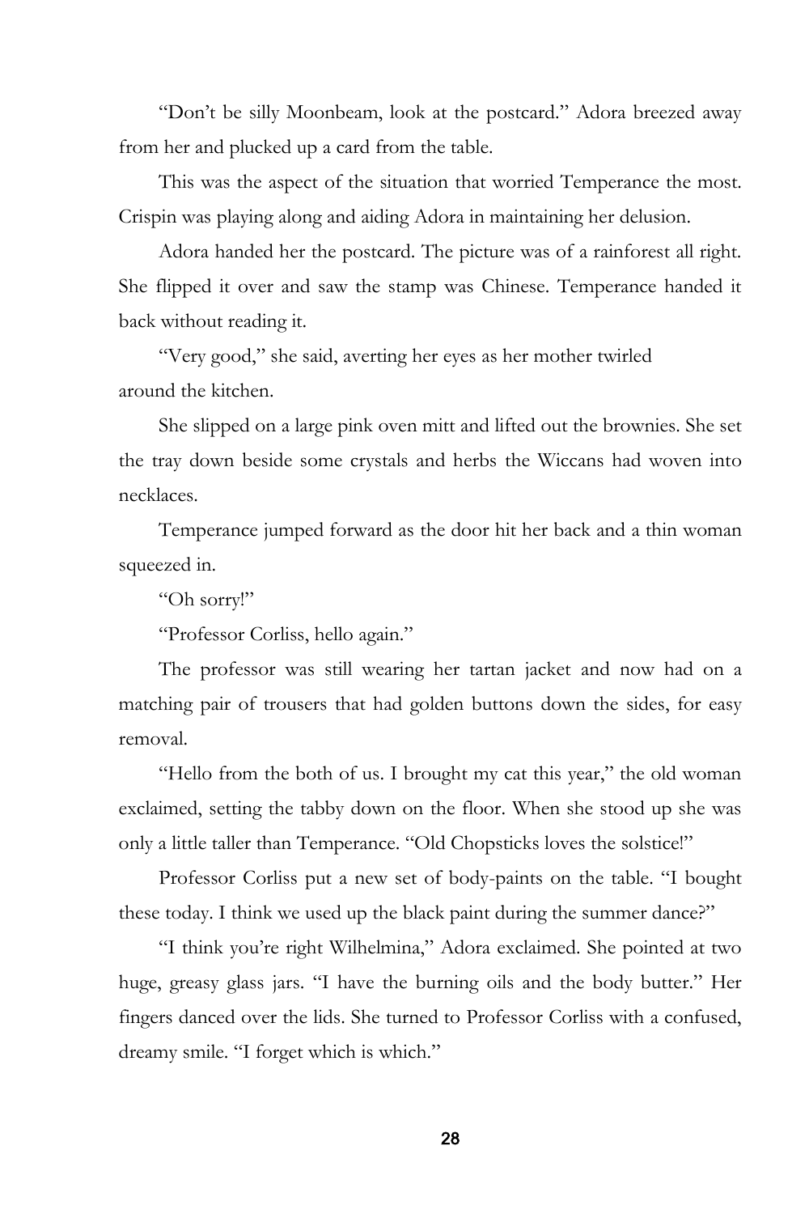"Don't be silly Moonbeam, look at the postcard." Adora breezed away from her and plucked up a card from the table.

This was the aspect of the situation that worried Temperance the most. Crispin was playing along and aiding Adora in maintaining her delusion.

Adora handed her the postcard. The picture was of a rainforest all right. She flipped it over and saw the stamp was Chinese. Temperance handed it back without reading it.

"Very good," she said, averting her eyes as her mother twirled around the kitchen.

She slipped on a large pink oven mitt and lifted out the brownies. She set the tray down beside some crystals and herbs the Wiccans had woven into necklaces.

Temperance jumped forward as the door hit her back and a thin woman squeezed in.

"Oh sorry!"

"Professor Corliss, hello again."

The professor was still wearing her tartan jacket and now had on a matching pair of trousers that had golden buttons down the sides, for easy removal.

"Hello from the both of us. I brought my cat this year," the old woman exclaimed, setting the tabby down on the floor. When she stood up she was only a little taller than Temperance. "Old Chopsticks loves the solstice!"

Professor Corliss put a new set of body-paints on the table. "I bought these today. I think we used up the black paint during the summer dance?"

"I think you're right Wilhelmina," Adora exclaimed. She pointed at two huge, greasy glass jars. "I have the burning oils and the body butter." Her fingers danced over the lids. She turned to Professor Corliss with a confused, dreamy smile. "I forget which is which."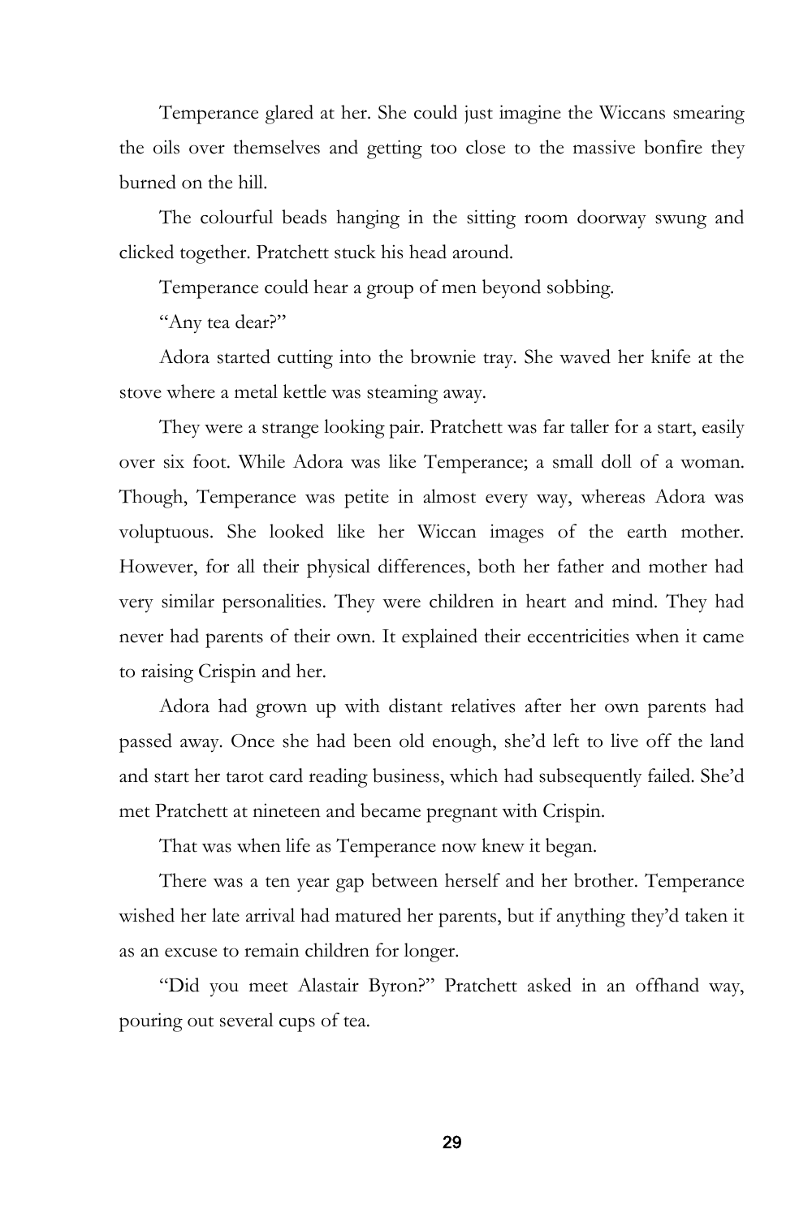Temperance glared at her. She could just imagine the Wiccans smearing the oils over themselves and getting too close to the massive bonfire they burned on the hill.

The colourful beads hanging in the sitting room doorway swung and clicked together. Pratchett stuck his head around.

Temperance could hear a group of men beyond sobbing.

"Any tea dear?"

Adora started cutting into the brownie tray. She waved her knife at the stove where a metal kettle was steaming away.

They were a strange looking pair. Pratchett was far taller for a start, easily over six foot. While Adora was like Temperance; a small doll of a woman. Though, Temperance was petite in almost every way, whereas Adora was voluptuous. She looked like her Wiccan images of the earth mother. However, for all their physical differences, both her father and mother had very similar personalities. They were children in heart and mind. They had never had parents of their own. It explained their eccentricities when it came to raising Crispin and her.

Adora had grown up with distant relatives after her own parents had passed away. Once she had been old enough, she'd left to live off the land and start her tarot card reading business, which had subsequently failed. She'd met Pratchett at nineteen and became pregnant with Crispin.

That was when life as Temperance now knew it began.

There was a ten year gap between herself and her brother. Temperance wished her late arrival had matured her parents, but if anything they'd taken it as an excuse to remain children for longer.

"Did you meet Alastair Byron?" Pratchett asked in an offhand way, pouring out several cups of tea.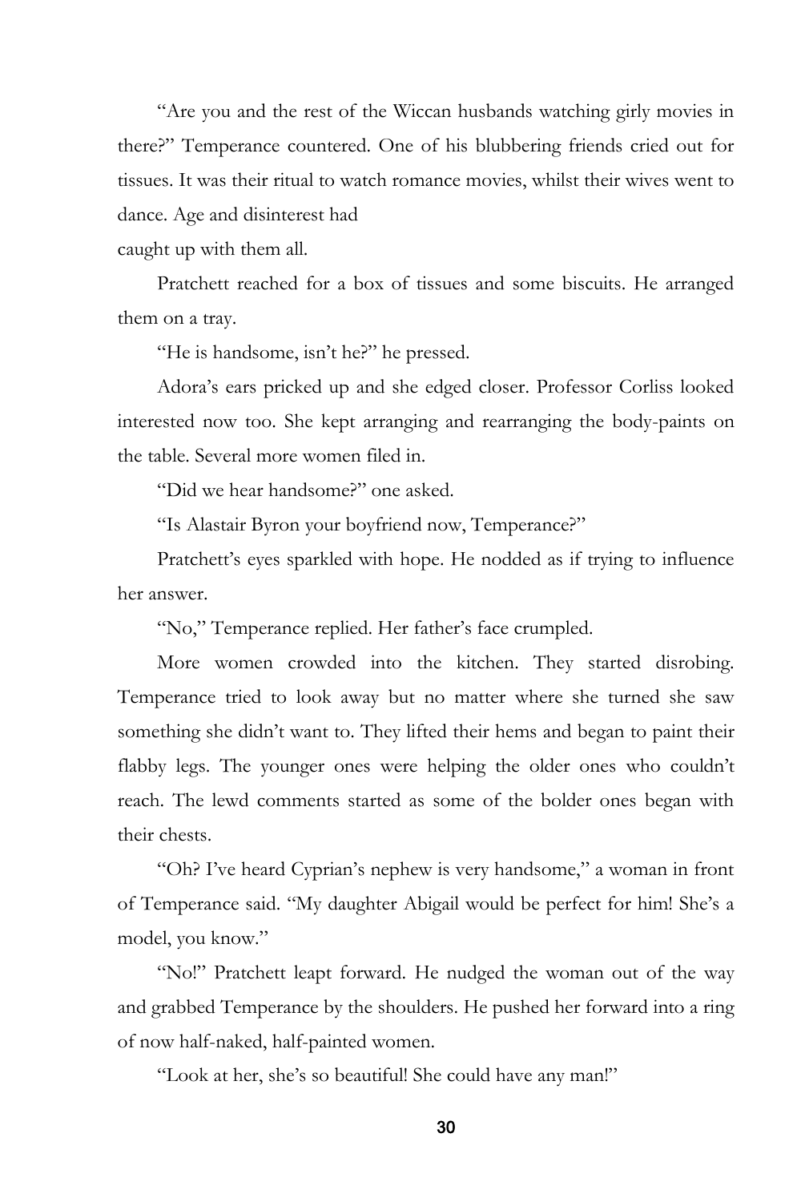"Are you and the rest of the Wiccan husbands watching girly movies in there?" Temperance countered. One of his blubbering friends cried out for tissues. It was their ritual to watch romance movies, whilst their wives went to dance. Age and disinterest had caught up with them all.

Pratchett reached for a box of tissues and some biscuits. He arranged them on a tray.

"He is handsome, isn't he?" he pressed.

Adora's ears pricked up and she edged closer. Professor Corliss looked interested now too. She kept arranging and rearranging the body-paints on the table. Several more women filed in.

"Did we hear handsome?" one asked.

"Is Alastair Byron your boyfriend now, Temperance?"

Pratchett's eyes sparkled with hope. He nodded as if trying to influence her answer.

"No," Temperance replied. Her father's face crumpled.

More women crowded into the kitchen. They started disrobing. Temperance tried to look away but no matter where she turned she saw something she didn't want to. They lifted their hems and began to paint their flabby legs. The younger ones were helping the older ones who couldn't reach. The lewd comments started as some of the bolder ones began with their chests.

"Oh? I've heard Cyprian's nephew is very handsome," a woman in front of Temperance said. "My daughter Abigail would be perfect for him! She's a model, you know."

"No!" Pratchett leapt forward. He nudged the woman out of the way and grabbed Temperance by the shoulders. He pushed her forward into a ring of now half-naked, half-painted women.

"Look at her, she's so beautiful! She could have any man!"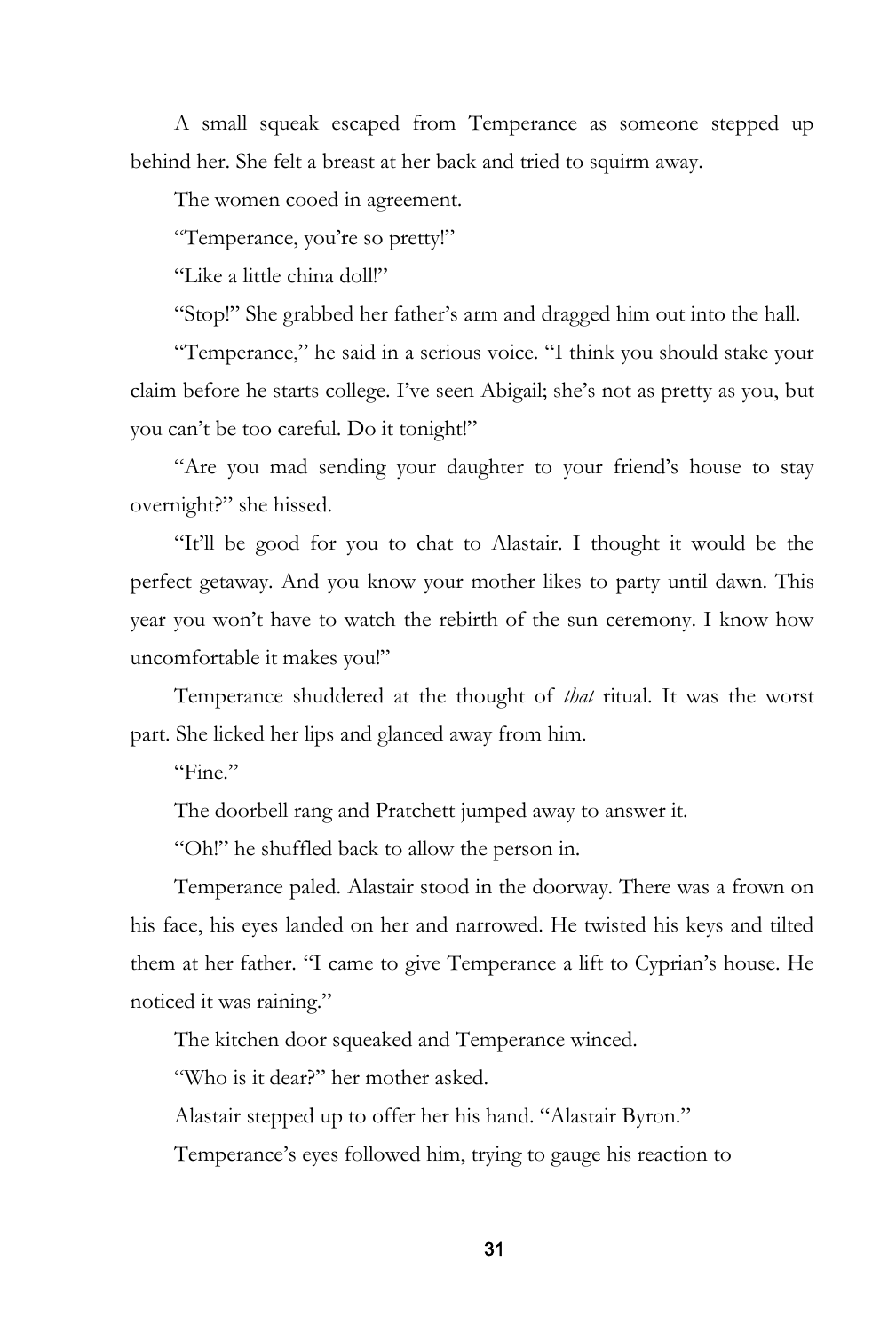A small squeak escaped from Temperance as someone stepped up behind her. She felt a breast at her back and tried to squirm away.

The women cooed in agreement.

"Temperance, you're so pretty!"

"Like a little china doll!"

"Stop!" She grabbed her father's arm and dragged him out into the hall.

"Temperance," he said in a serious voice. "I think you should stake your claim before he starts college. I've seen Abigail; she's not as pretty as you, but you can't be too careful. Do it tonight!"

"Are you mad sending your daughter to your friend's house to stay overnight?" she hissed.

"It'll be good for you to chat to Alastair. I thought it would be the perfect getaway. And you know your mother likes to party until dawn. This year you won't have to watch the rebirth of the sun ceremony. I know how uncomfortable it makes you!"

Temperance shuddered at the thought of *that* ritual. It was the worst part. She licked her lips and glanced away from him.

"Fine."

The doorbell rang and Pratchett jumped away to answer it.

"Oh!" he shuffled back to allow the person in.

Temperance paled. Alastair stood in the doorway. There was a frown on his face, his eyes landed on her and narrowed. He twisted his keys and tilted them at her father. "I came to give Temperance a lift to Cyprian's house. He noticed it was raining."

The kitchen door squeaked and Temperance winced.

"Who is it dear?" her mother asked.

Alastair stepped up to offer her his hand. "Alastair Byron."

Temperance's eyes followed him, trying to gauge his reaction to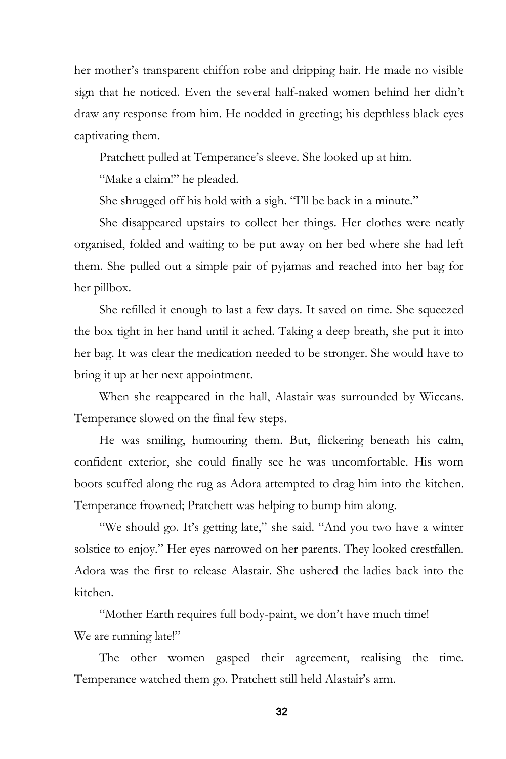her mother's transparent chiffon robe and dripping hair. He made no visible sign that he noticed. Even the several half-naked women behind her didn't draw any response from him. He nodded in greeting; his depthless black eyes captivating them.

Pratchett pulled at Temperance's sleeve. She looked up at him.

"Make a claim!" he pleaded.

She shrugged off his hold with a sigh. "I'll be back in a minute."

She disappeared upstairs to collect her things. Her clothes were neatly organised, folded and waiting to be put away on her bed where she had left them. She pulled out a simple pair of pyjamas and reached into her bag for her pillbox.

She refilled it enough to last a few days. It saved on time. She squeezed the box tight in her hand until it ached. Taking a deep breath, she put it into her bag. It was clear the medication needed to be stronger. She would have to bring it up at her next appointment.

When she reappeared in the hall, Alastair was surrounded by Wiccans. Temperance slowed on the final few steps.

He was smiling, humouring them. But, flickering beneath his calm, confident exterior, she could finally see he was uncomfortable. His worn boots scuffed along the rug as Adora attempted to drag him into the kitchen. Temperance frowned; Pratchett was helping to bump him along.

"We should go. It's getting late," she said. "And you two have a winter solstice to enjoy." Her eyes narrowed on her parents. They looked crestfallen. Adora was the first to release Alastair. She ushered the ladies back into the kitchen.

"Mother Earth requires full body-paint, we don't have much time!
We are running late!"

The other women gasped their agreement, realising the time. Temperance watched them go. Pratchett still held Alastair's arm.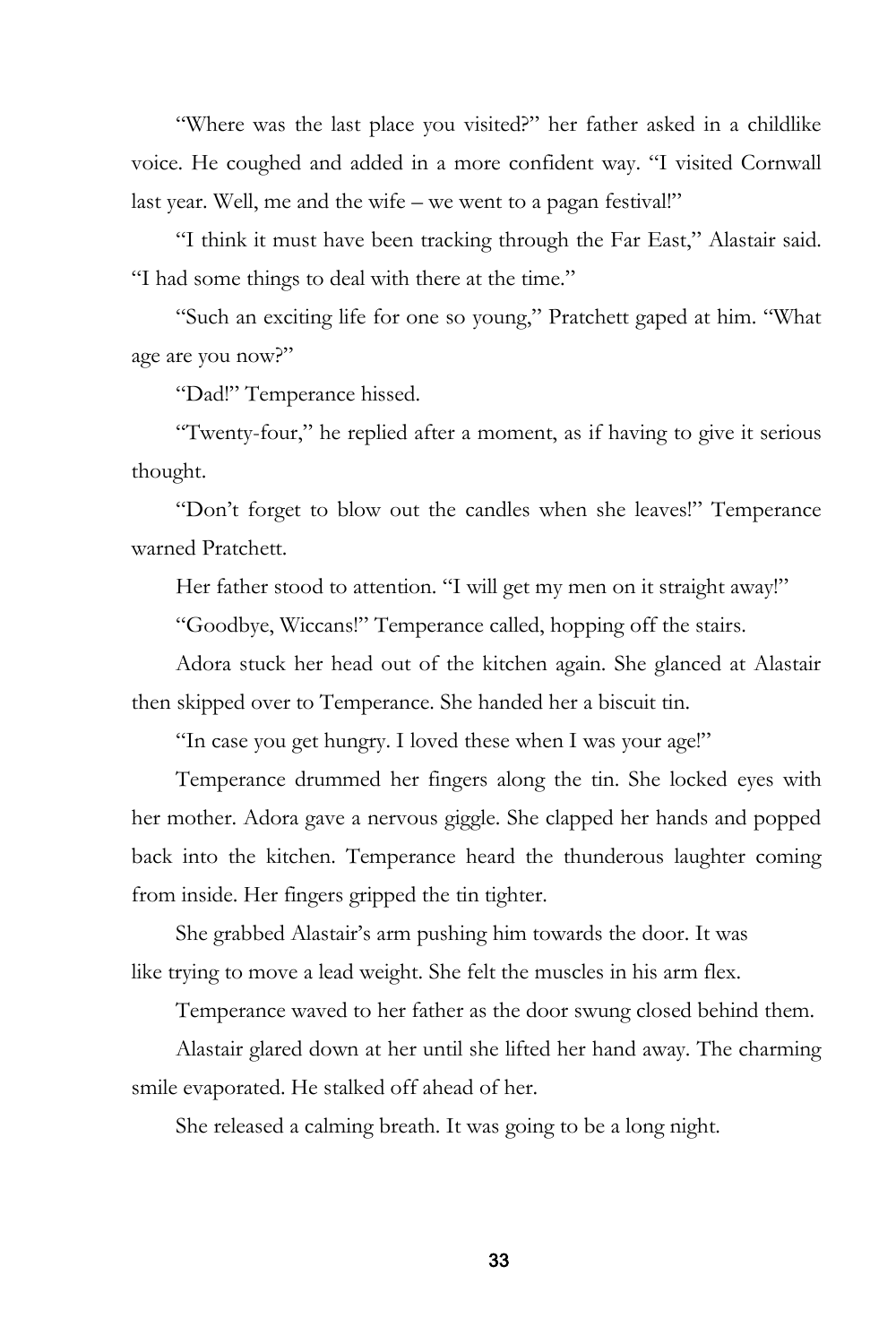"Where was the last place you visited?" her father asked in a childlike voice. He coughed and added in a more confident way. "I visited Cornwall last year. Well, me and the wife – we went to a pagan festival!"

"I think it must have been tracking through the Far East," Alastair said. "I had some things to deal with there at the time."

"Such an exciting life for one so young," Pratchett gaped at him. "What age are you now?"

"Dad!" Temperance hissed.

"Twenty-four," he replied after a moment, as if having to give it serious thought.

"Don't forget to blow out the candles when she leaves!" Temperance warned Pratchett.

Her father stood to attention. "I will get my men on it straight away!"

"Goodbye, Wiccans!" Temperance called, hopping off the stairs.

Adora stuck her head out of the kitchen again. She glanced at Alastair then skipped over to Temperance. She handed her a biscuit tin.

"In case you get hungry. I loved these when I was your age!"

Temperance drummed her fingers along the tin. She locked eyes with her mother. Adora gave a nervous giggle. She clapped her hands and popped back into the kitchen. Temperance heard the thunderous laughter coming from inside. Her fingers gripped the tin tighter.

She grabbed Alastair's arm pushing him towards the door. It was like trying to move a lead weight. She felt the muscles in his arm flex.

Temperance waved to her father as the door swung closed behind them.

Alastair glared down at her until she lifted her hand away. The charming smile evaporated. He stalked off ahead of her.

She released a calming breath. It was going to be a long night.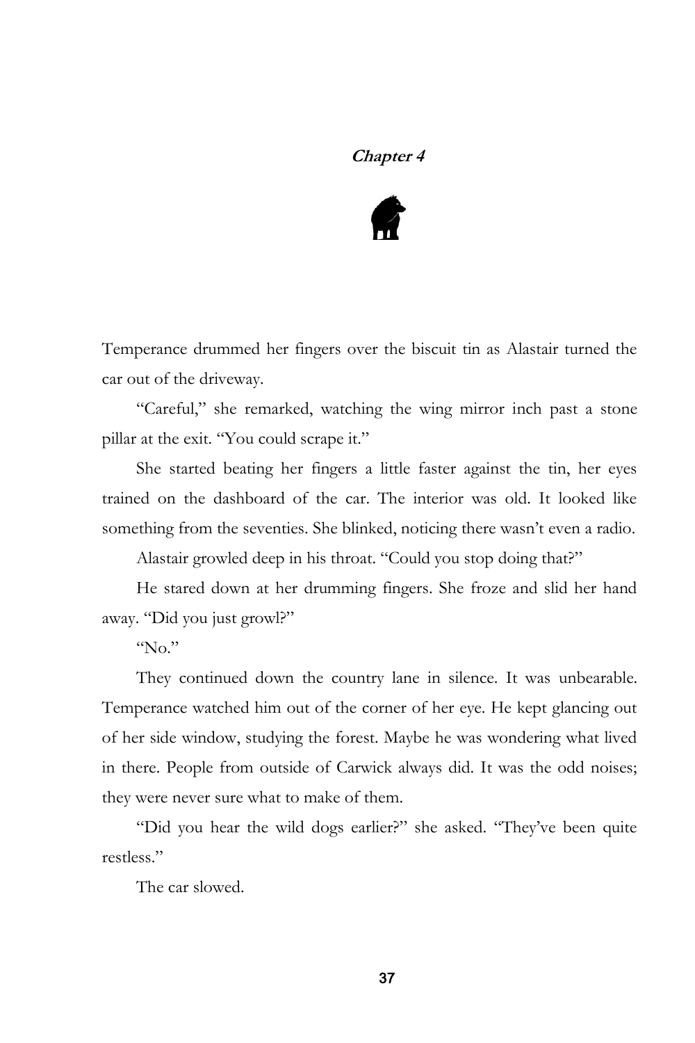## *Chapter 4*

Temperance drummed her fingers over the biscuit tin as Alastair turned the car out of the driveway.

"Careful," she remarked, watching the wing mirror inch past a stone pillar at the exit. "You could scrape it."

She started beating her fingers a little faster against the tin, her eyes trained on the dashboard of the car. The interior was old. It looked like something from the seventies. She blinked, noticing there wasn't even a radio.

Alastair growled deep in his throat. "Could you stop doing that?"

He stared down at her drumming fingers. She froze and slid her hand away. "Did you just growl?"

"No."

They continued down the country lane in silence. It was unbearable. Temperance watched him out of the corner of her eye. He kept glancing out of her side window, studying the forest. Maybe he was wondering what lived in there. People from outside of Carwick always did. It was the odd noises; they were never sure what to make of them.

"Did you hear the wild dogs earlier?" she asked. "They've been quite restless."

The car slowed.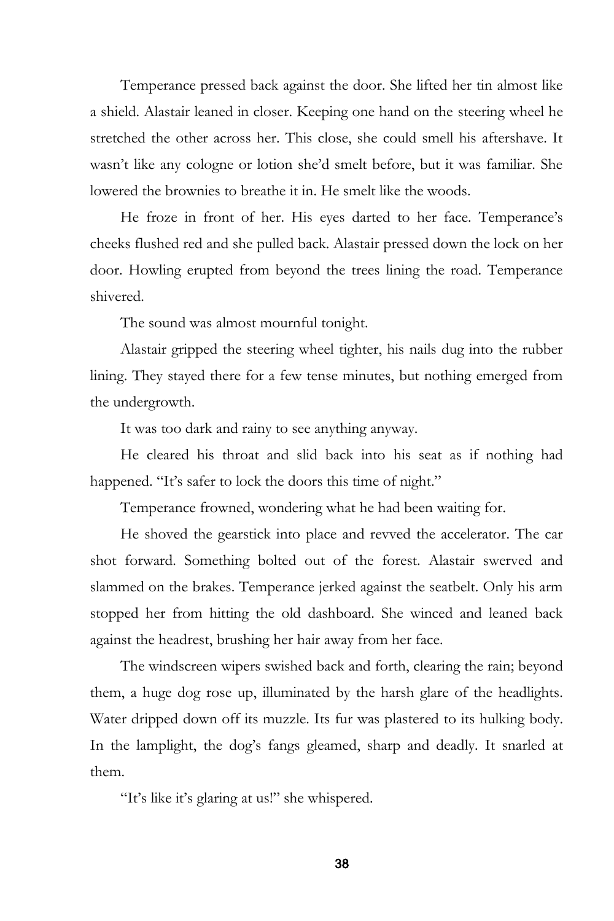Temperance pressed back against the door. She lifted her tin almost like a shield. Alastair leaned in closer. Keeping one hand on the steering wheel he stretched the other across her. This close, she could smell his aftershave. It wasn't like any cologne or lotion she'd smelt before, but it was familiar. She lowered the brownies to breathe it in. He smelt like the woods.

He froze in front of her. His eyes darted to her face. Temperance's cheeks flushed red and she pulled back. Alastair pressed down the lock on her door. Howling erupted from beyond the trees lining the road. Temperance shivered.

The sound was almost mournful tonight.

Alastair gripped the steering wheel tighter, his nails dug into the rubber lining. They stayed there for a few tense minutes, but nothing emerged from the undergrowth.

It was too dark and rainy to see anything anyway.

He cleared his throat and slid back into his seat as if nothing had happened. "It's safer to lock the doors this time of night."

Temperance frowned, wondering what he had been waiting for.

He shoved the gearstick into place and revved the accelerator. The car shot forward. Something bolted out of the forest. Alastair swerved and slammed on the brakes. Temperance jerked against the seatbelt. Only his arm stopped her from hitting the old dashboard. She winced and leaned back against the headrest, brushing her hair away from her face.

The windscreen wipers swished back and forth, clearing the rain; beyond them, a huge dog rose up, illuminated by the harsh glare of the headlights. Water dripped down off its muzzle. Its fur was plastered to its hulking body. In the lamplight, the dog's fangs gleamed, sharp and deadly. It snarled at them.

"It's like it's glaring at us!" she whispered.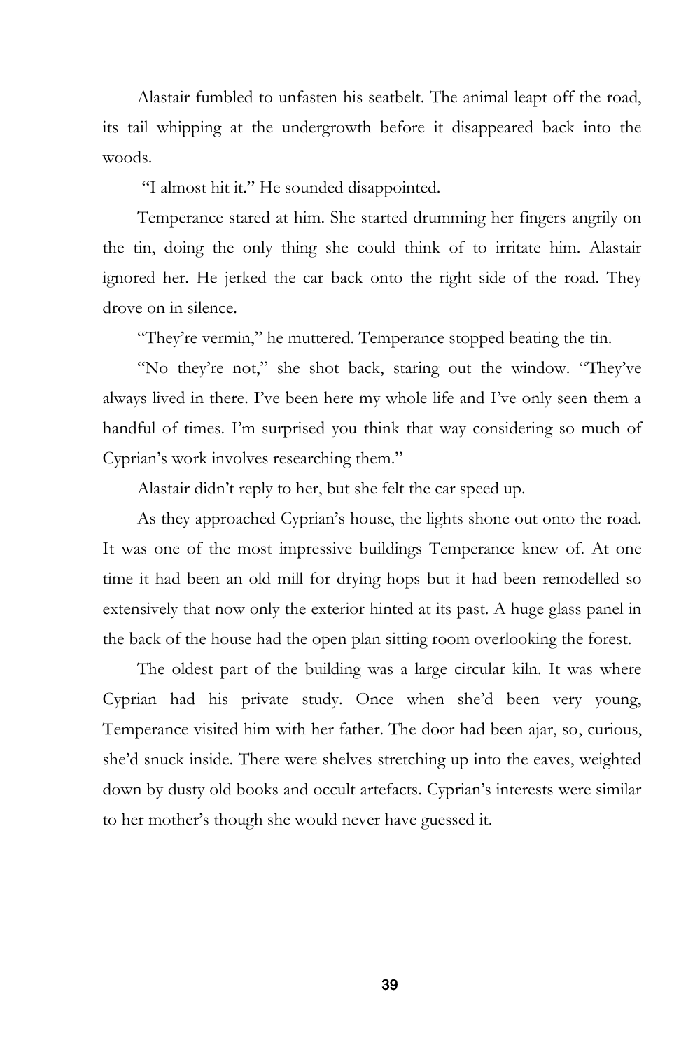Alastair fumbled to unfasten his seatbelt. The animal leapt off the road, its tail whipping at the undergrowth before it disappeared back into the woods.

"I almost hit it." He sounded disappointed.

Temperance stared at him. She started drumming her fingers angrily on the tin, doing the only thing she could think of to irritate him. Alastair ignored her. He jerked the car back onto the right side of the road. They drove on in silence.

"They're vermin," he muttered. Temperance stopped beating the tin.

"No they're not," she shot back, staring out the window. "They've always lived in there. I've been here my whole life and I've only seen them a handful of times. I'm surprised you think that way considering so much of Cyprian's work involves researching them."

Alastair didn't reply to her, but she felt the car speed up.

As they approached Cyprian's house, the lights shone out onto the road. It was one of the most impressive buildings Temperance knew of. At one time it had been an old mill for drying hops but it had been remodelled so extensively that now only the exterior hinted at its past. A huge glass panel in the back of the house had the open plan sitting room overlooking the forest.

The oldest part of the building was a large circular kiln. It was where Cyprian had his private study. Once when she'd been very young, Temperance visited him with her father. The door had been ajar, so, curious, she'd snuck inside. There were shelves stretching up into the eaves, weighted down by dusty old books and occult artefacts. Cyprian's interests were similar to her mother's though she would never have guessed it.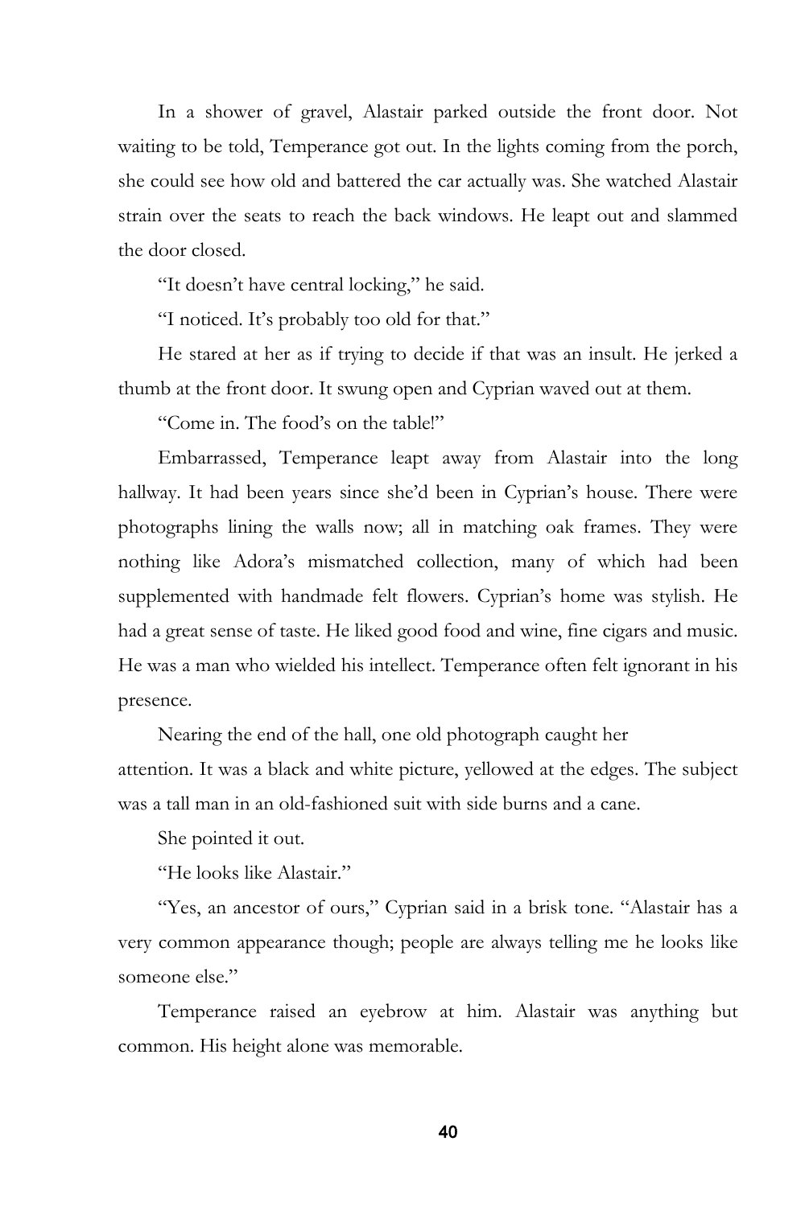In a shower of gravel, Alastair parked outside the front door. Not waiting to be told, Temperance got out. In the lights coming from the porch, she could see how old and battered the car actually was. She watched Alastair strain over the seats to reach the back windows. He leapt out and slammed the door closed.

"It doesn't have central locking," he said.

"I noticed. It's probably too old for that."

He stared at her as if trying to decide if that was an insult. He jerked a thumb at the front door. It swung open and Cyprian waved out at them.

"Come in. The food's on the table!"

Embarrassed, Temperance leapt away from Alastair into the long hallway. It had been years since she'd been in Cyprian's house. There were photographs lining the walls now; all in matching oak frames. They were nothing like Adora's mismatched collection, many of which had been supplemented with handmade felt flowers. Cyprian's home was stylish. He had a great sense of taste. He liked good food and wine, fine cigars and music. He was a man who wielded his intellect. Temperance often felt ignorant in his presence.

Nearing the end of the hall, one old photograph caught her attention. It was a black and white picture, yellowed at the edges. The subject was a tall man in an old-fashioned suit with side burns and a cane.

She pointed it out.

"He looks like Alastair."

"Yes, an ancestor of ours," Cyprian said in a brisk tone. "Alastair has a very common appearance though; people are always telling me he looks like someone else."

Temperance raised an eyebrow at him. Alastair was anything but common. His height alone was memorable.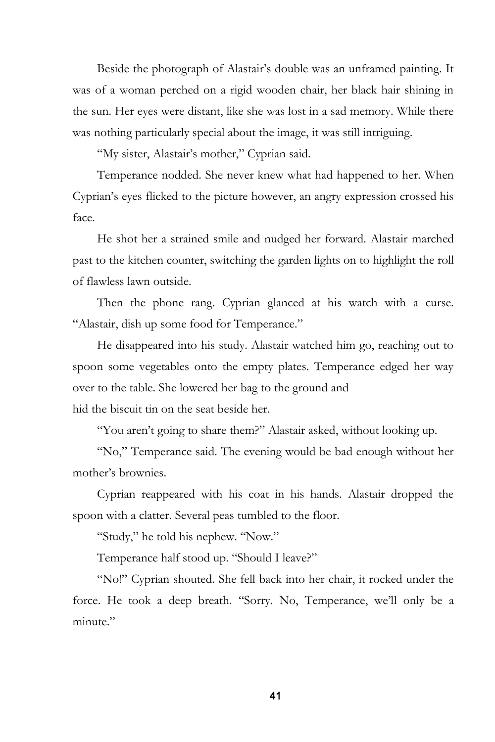Beside the photograph of Alastair's double was an unframed painting. It was of a woman perched on a rigid wooden chair, her black hair shining in the sun. Her eyes were distant, like she was lost in a sad memory. While there was nothing particularly special about the image, it was still intriguing.

"My sister, Alastair's mother," Cyprian said.

Temperance nodded. She never knew what had happened to her. When Cyprian's eyes flicked to the picture however, an angry expression crossed his face.

He shot her a strained smile and nudged her forward. Alastair marched past to the kitchen counter, switching the garden lights on to highlight the roll of flawless lawn outside.

Then the phone rang. Cyprian glanced at his watch with a curse. "Alastair, dish up some food for Temperance."

He disappeared into his study. Alastair watched him go, reaching out to spoon some vegetables onto the empty plates. Temperance edged her way over to the table. She lowered her bag to the ground and hid the biscuit tin on the seat beside her.

"You aren't going to share them?" Alastair asked, without looking up.

"No," Temperance said. The evening would be bad enough without her mother's brownies.

Cyprian reappeared with his coat in his hands. Alastair dropped the spoon with a clatter. Several peas tumbled to the floor.

"Study," he told his nephew. "Now."

Temperance half stood up. "Should I leave?"

"No!" Cyprian shouted. She fell back into her chair, it rocked under the force. He took a deep breath. "Sorry. No, Temperance, we'll only be a minute."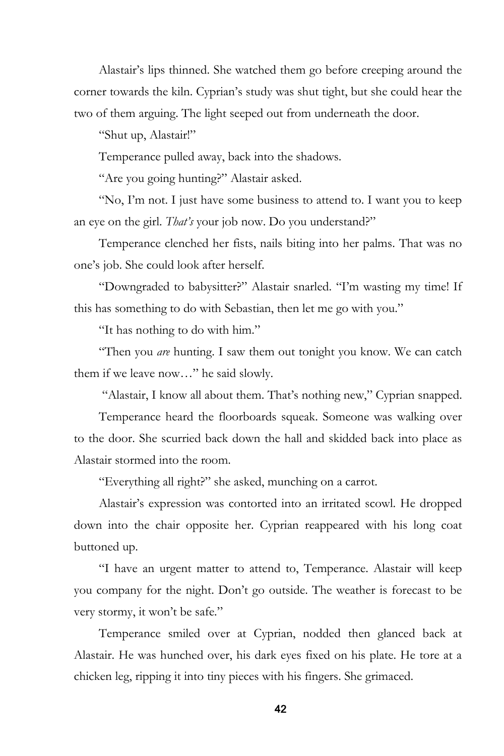Alastair's lips thinned. She watched them go before creeping around the corner towards the kiln. Cyprian's study was shut tight, but she could hear the two of them arguing. The light seeped out from underneath the door.

"Shut up, Alastair!"

Temperance pulled away, back into the shadows.

"Are you going hunting?" Alastair asked.

"No, I'm not. I just have some business to attend to. I want you to keep an eye on the girl. *That's* your job now. Do you understand?"

Temperance clenched her fists, nails biting into her palms. That was no one's job. She could look after herself.

"Downgraded to babysitter?" Alastair snarled. "I'm wasting my time! If this has something to do with Sebastian, then let me go with you."

"It has nothing to do with him."

"Then you *are* hunting. I saw them out tonight you know. We can catch them if we leave now…" he said slowly.

"Alastair, I know all about them. That's nothing new," Cyprian snapped.

Temperance heard the floorboards squeak. Someone was walking over to the door. She scurried back down the hall and skidded back into place as Alastair stormed into the room.

"Everything all right?" she asked, munching on a carrot.

Alastair's expression was contorted into an irritated scowl. He dropped down into the chair opposite her. Cyprian reappeared with his long coat buttoned up.

"I have an urgent matter to attend to, Temperance. Alastair will keep you company for the night. Don't go outside. The weather is forecast to be very stormy, it won't be safe."

Temperance smiled over at Cyprian, nodded then glanced back at Alastair. He was hunched over, his dark eyes fixed on his plate. He tore at a chicken leg, ripping it into tiny pieces with his fingers. She grimaced.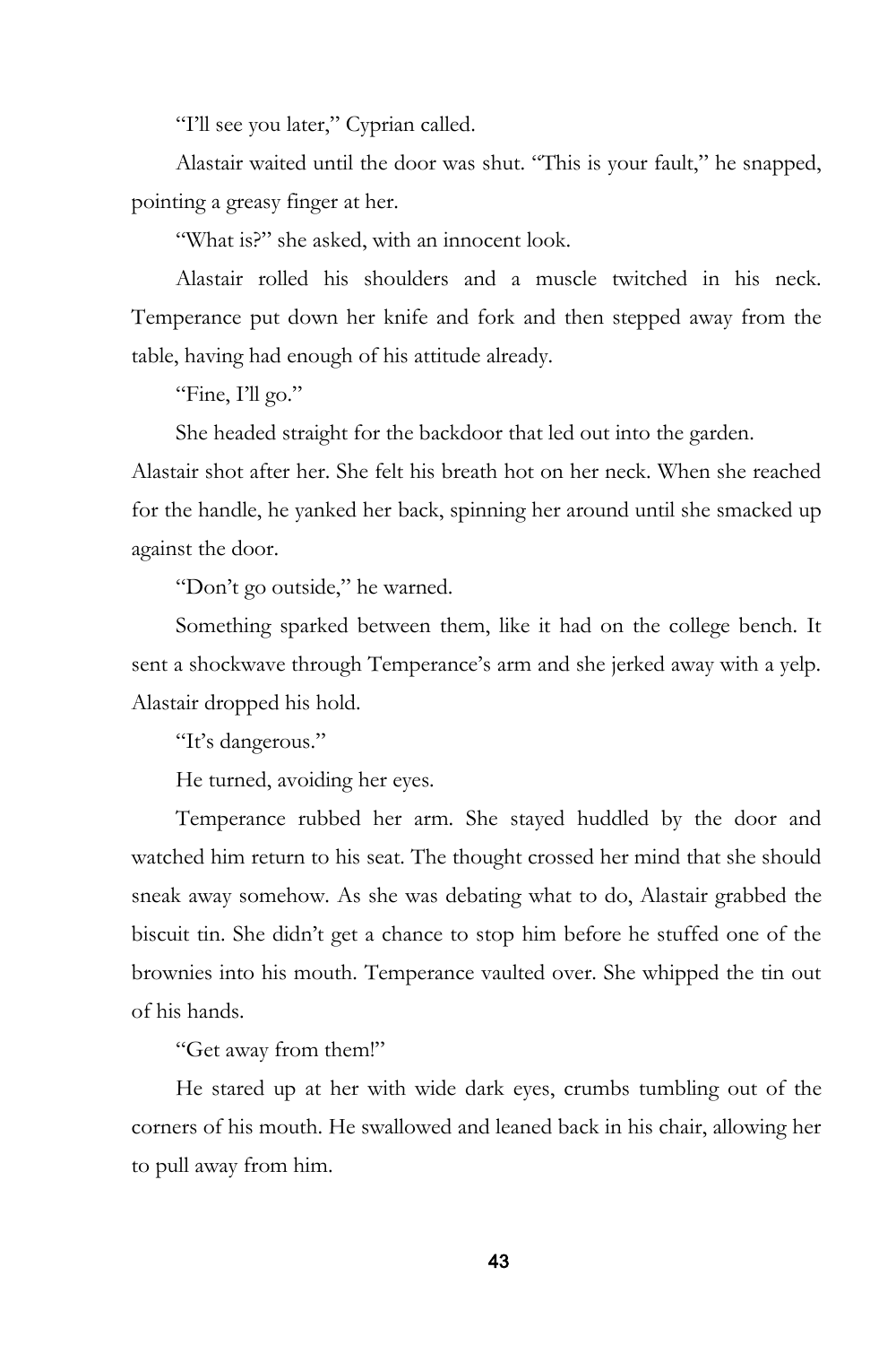"I'll see you later," Cyprian called.

Alastair waited until the door was shut. "This is your fault," he snapped, pointing a greasy finger at her.

"What is?" she asked, with an innocent look.

Alastair rolled his shoulders and a muscle twitched in his neck. Temperance put down her knife and fork and then stepped away from the table, having had enough of his attitude already.

"Fine, I'll go."

She headed straight for the backdoor that led out into the garden. Alastair shot after her. She felt his breath hot on her neck. When she reached for the handle, he yanked her back, spinning her around until she smacked up against the door.

"Don't go outside," he warned.

Something sparked between them, like it had on the college bench. It sent a shockwave through Temperance's arm and she jerked away with a yelp. Alastair dropped his hold.

"It's dangerous."

He turned, avoiding her eyes.

Temperance rubbed her arm. She stayed huddled by the door and watched him return to his seat. The thought crossed her mind that she should sneak away somehow. As she was debating what to do, Alastair grabbed the biscuit tin. She didn't get a chance to stop him before he stuffed one of the brownies into his mouth. Temperance vaulted over. She whipped the tin out of his hands.

"Get away from them!"

He stared up at her with wide dark eyes, crumbs tumbling out of the corners of his mouth. He swallowed and leaned back in his chair, allowing her to pull away from him.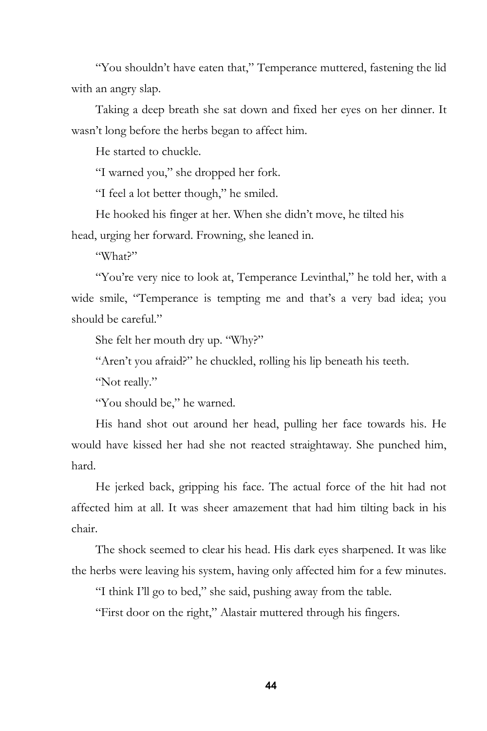"You shouldn't have eaten that," Temperance muttered, fastening the lid with an angry slap.

Taking a deep breath she sat down and fixed her eyes on her dinner. It wasn't long before the herbs began to affect him.

He started to chuckle.

"I warned you," she dropped her fork.

"I feel a lot better though," he smiled.

He hooked his finger at her. When she didn't move, he tilted his head, urging her forward. Frowning, she leaned in.

"What?"

"You're very nice to look at, Temperance Levinthal," he told her, with a wide smile, "Temperance is tempting me and that's a very bad idea; you should be careful."

She felt her mouth dry up. "Why?"

"Aren't you afraid?" he chuckled, rolling his lip beneath his teeth.

"Not really."

"You should be," he warned.

His hand shot out around her head, pulling her face towards his. He would have kissed her had she not reacted straightaway. She punched him, hard.

He jerked back, gripping his face. The actual force of the hit had not affected him at all. It was sheer amazement that had him tilting back in his chair.

The shock seemed to clear his head. His dark eyes sharpened. It was like the herbs were leaving his system, having only affected him for a few minutes.

"I think I'll go to bed," she said, pushing away from the table.

"First door on the right," Alastair muttered through his fingers.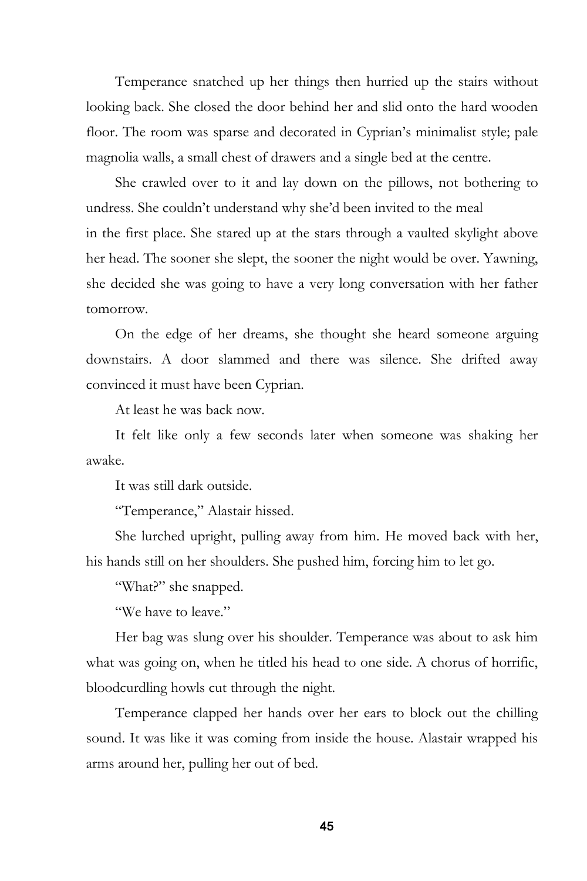Temperance snatched up her things then hurried up the stairs without looking back. She closed the door behind her and slid onto the hard wooden floor. The room was sparse and decorated in Cyprian's minimalist style; pale magnolia walls, a small chest of drawers and a single bed at the centre.

She crawled over to it and lay down on the pillows, not bothering to undress. She couldn't understand why she'd been invited to the meal in the first place. She stared up at the stars through a vaulted skylight above her head. The sooner she slept, the sooner the night would be over. Yawning, she decided she was going to have a very long conversation with her father tomorrow.

On the edge of her dreams, she thought she heard someone arguing downstairs. A door slammed and there was silence. She drifted away convinced it must have been Cyprian.

At least he was back now.

It felt like only a few seconds later when someone was shaking her awake.

It was still dark outside.

"Temperance," Alastair hissed.

She lurched upright, pulling away from him. He moved back with her, his hands still on her shoulders. She pushed him, forcing him to let go.

"What?" she snapped.

"We have to leave."

Her bag was slung over his shoulder. Temperance was about to ask him what was going on, when he titled his head to one side. A chorus of horrific, bloodcurdling howls cut through the night.

Temperance clapped her hands over her ears to block out the chilling sound. It was like it was coming from inside the house. Alastair wrapped his arms around her, pulling her out of bed.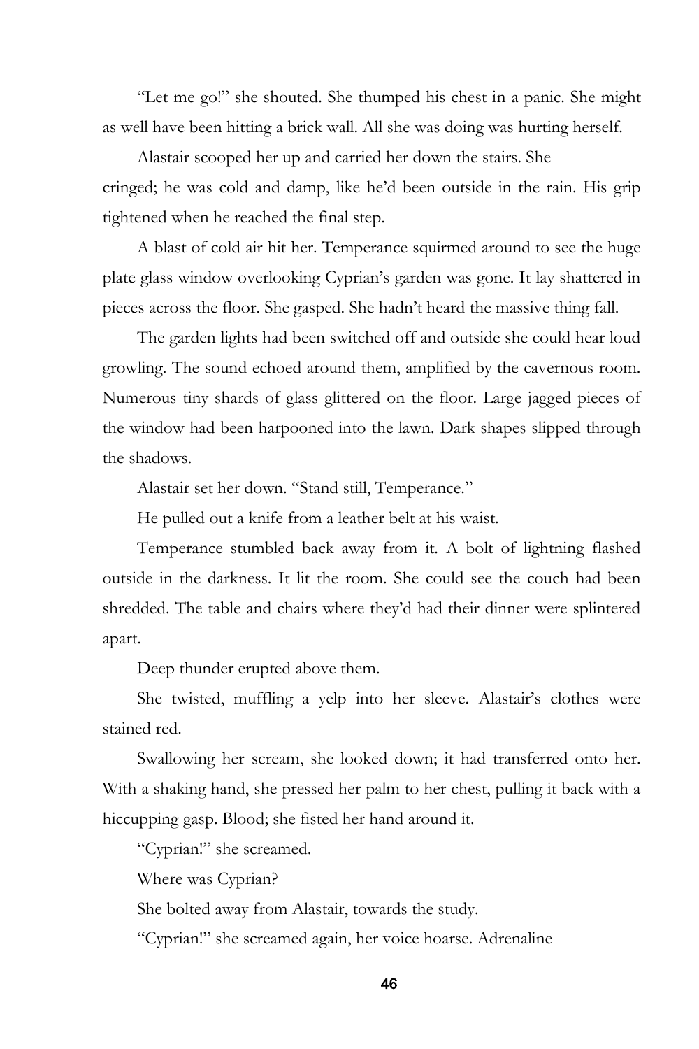"Let me go!" she shouted. She thumped his chest in a panic. She might as well have been hitting a brick wall. All she was doing was hurting herself.

Alastair scooped her up and carried her down the stairs. She cringed; he was cold and damp, like he'd been outside in the rain. His grip tightened when he reached the final step.

A blast of cold air hit her. Temperance squirmed around to see the huge plate glass window overlooking Cyprian's garden was gone. It lay shattered in pieces across the floor. She gasped. She hadn't heard the massive thing fall.

The garden lights had been switched off and outside she could hear loud growling. The sound echoed around them, amplified by the cavernous room. Numerous tiny shards of glass glittered on the floor. Large jagged pieces of the window had been harpooned into the lawn. Dark shapes slipped through the shadows.

Alastair set her down. "Stand still, Temperance."

He pulled out a knife from a leather belt at his waist.

Temperance stumbled back away from it. A bolt of lightning flashed outside in the darkness. It lit the room. She could see the couch had been shredded. The table and chairs where they'd had their dinner were splintered apart.

Deep thunder erupted above them.

She twisted, muffling a yelp into her sleeve. Alastair's clothes were stained red.

Swallowing her scream, she looked down; it had transferred onto her. With a shaking hand, she pressed her palm to her chest, pulling it back with a hiccupping gasp. Blood; she fisted her hand around it.

"Cyprian!" she screamed.

Where was Cyprian?

She bolted away from Alastair, towards the study.

"Cyprian!" she screamed again, her voice hoarse. Adrenaline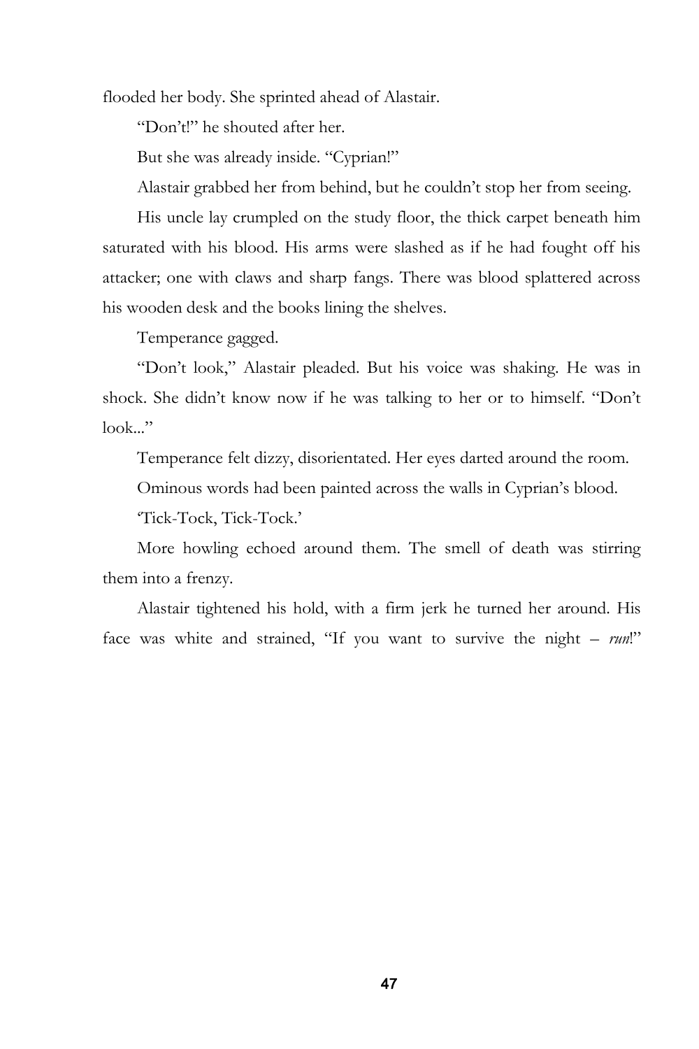flooded her body. She sprinted ahead of Alastair.

"Don't!" he shouted after her.

But she was already inside. "Cyprian!"

Alastair grabbed her from behind, but he couldn't stop her from seeing.

His uncle lay crumpled on the study floor, the thick carpet beneath him saturated with his blood. His arms were slashed as if he had fought off his attacker; one with claws and sharp fangs. There was blood splattered across his wooden desk and the books lining the shelves.

Temperance gagged.

"Don't look," Alastair pleaded. But his voice was shaking. He was in shock. She didn't know now if he was talking to her or to himself. "Don't look..."

Temperance felt dizzy, disorientated. Her eyes darted around the room.

Ominous words had been painted across the walls in Cyprian's blood.

'Tick-Tock, Tick-Tock.'

More howling echoed around them. The smell of death was stirring them into a frenzy.

Alastair tightened his hold, with a firm jerk he turned her around. His face was white and strained, "If you want to survive the night – *run*!"